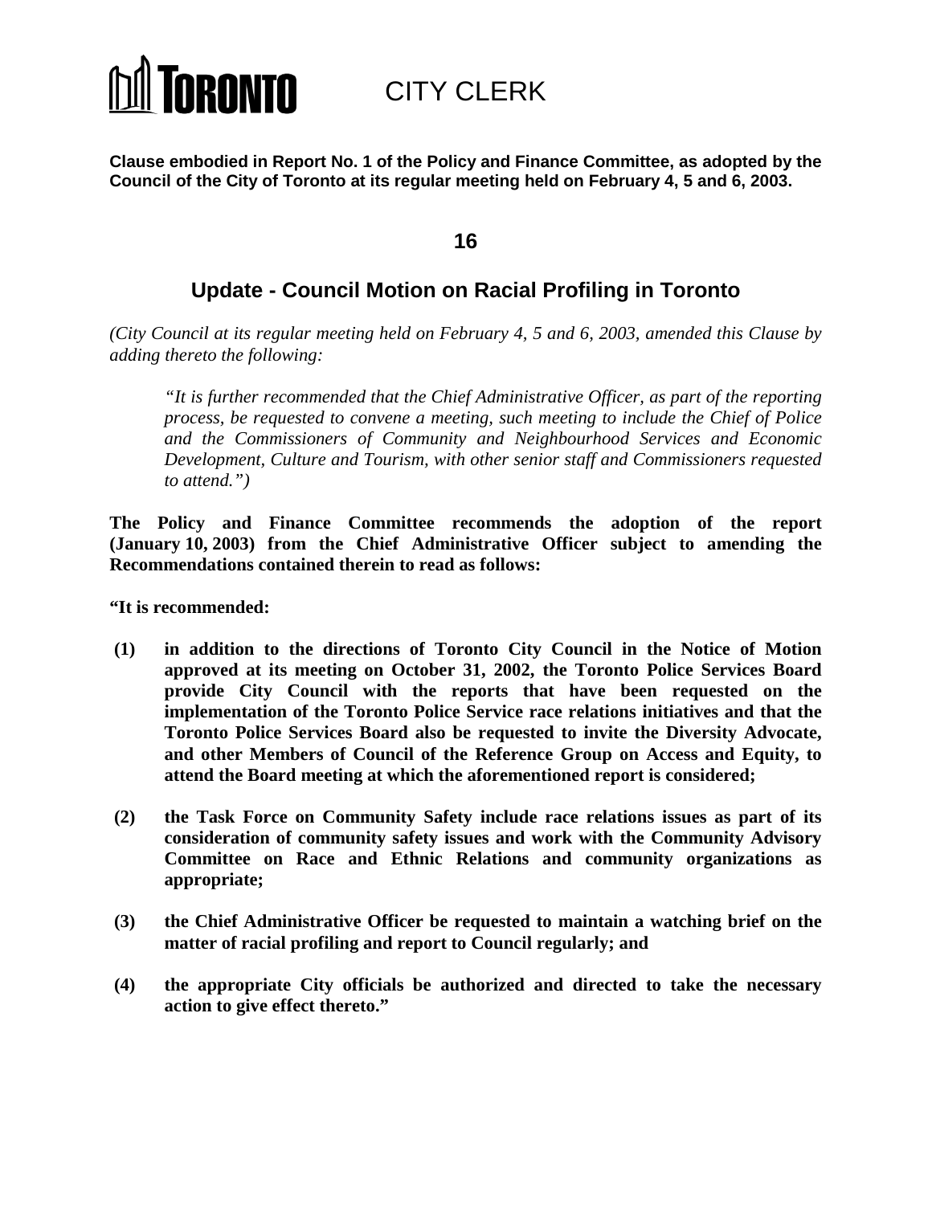# TORONTO CITY CLERK

**Clause embodied in Report No. 1 of the Policy and Finance Committee, as adopted by the Council of the City of Toronto at its regular meeting held on February 4, 5 and 6, 2003.**

## 16

## Update - Council Motion on Racial Profiling in Toronto

*(City Council at its regular meeting held on February 4, 5 and 6, 2003, amended this Clause by adding thereto the following:*

> *"It is further recommended that the Chief Administrative Officer, as part of the reporting process, be requested to convene a meeting, such meeting to include the Chief of Police and the Commissioners of Community and Neighbourhood Services and Economic Development, Culture and Tourism, with other senior staff and Commissioners requested to attend.")*

**The Policy and Finance Committee recommends the adoption of the report (January 10, 2003) from the Chief Administrative Officer subject to amending the Recommendations contained therein to read as follows:**

**"It is recommended:**

**(1) in addition to the directions of Toronto City Council in the Notice of Motion approved at its meeting on October 31, 2002, the Toronto Police Services Board provide City Council with the reports that have been requested on the implementation of the Toronto Police Service race relations initiatives and that the Toronto Police Services Board also be requested to invite the Diversity Advocate, and other Members of Council of the Reference Group on Access and Equity, to attend the Board meeting at which the aforementioned report is considered;**

**(2) the Task Force on Community Safety include race relations issues as part of its consideration of community safety issues and work with the Community Advisory Committee on Race and Ethnic Relations and community organizations as appropriate;**

**(3) the Chief Administrative Officer be requested to maintain a watching brief on the matter of racial profiling and report to Council regularly; and**

**(4) the appropriate City officials be authorized and directed to take the necessary action to give effect thereto."**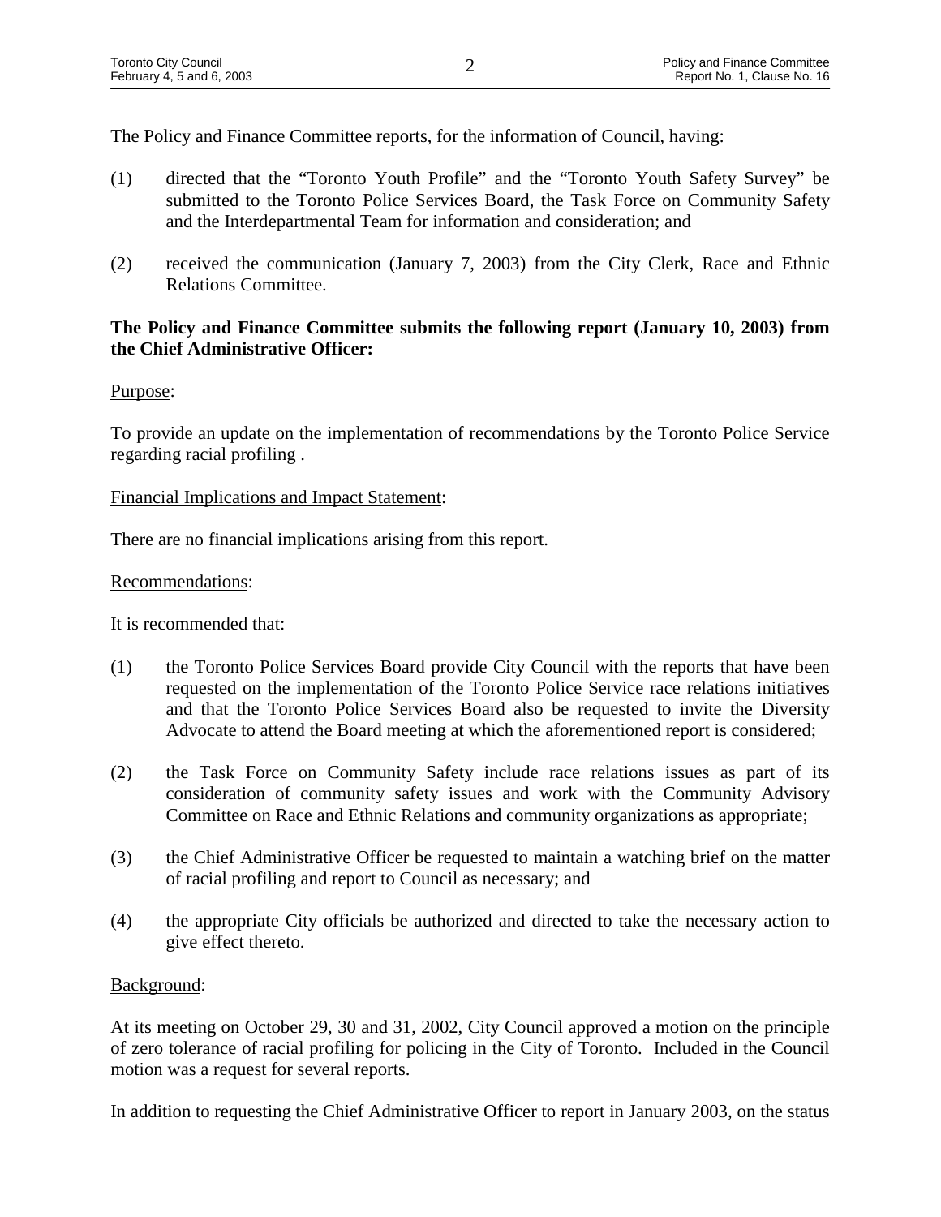The Policy and Finance Committee reports, for the information of Council, having:

(1) directed that the "Toronto Youth Profile" and the "Toronto Youth Safety Survey" be submitted to the Toronto Police Services Board, the Task Force on Community Safety and the Interdepartmental Team for information and consideration; and

(2) received the communication (January 7, 2003) from the City Clerk, Race and Ethnic Relations Committee.

**The Policy and Finance Committee submits the following report (January 10, 2003) from the Chief Administrative Officer:**

Purpose:

To provide an update on the implementation of recommendations by the Toronto Police Service regarding racial profiling .

Financial Implications and Impact Statement:

There are no financial implications arising from this report.

Recommendations:

It is recommended that:

(1) the Toronto Police Services Board provide City Council with the reports that have been requested on the implementation of the Toronto Police Service race relations initiatives and that the Toronto Police Services Board also be requested to invite the Diversity Advocate to attend the Board meeting at which the aforementioned report is considered;

(2) the Task Force on Community Safety include race relations issues as part of its consideration of community safety issues and work with the Community Advisory Committee on Race and Ethnic Relations and community organizations as appropriate;

(3) the Chief Administrative Officer be requested to maintain a watching brief on the matter of racial profiling and report to Council as necessary; and

(4) the appropriate City officials be authorized and directed to take the necessary action to give effect thereto.

Background:

At its meeting on October 29, 30 and 31, 2002, City Council approved a motion on the principle of zero tolerance of racial profiling for policing in the City of Toronto. Included in the Council motion was a request for several reports.

In addition to requesting the Chief Administrative Officer to report in January 2003, on the status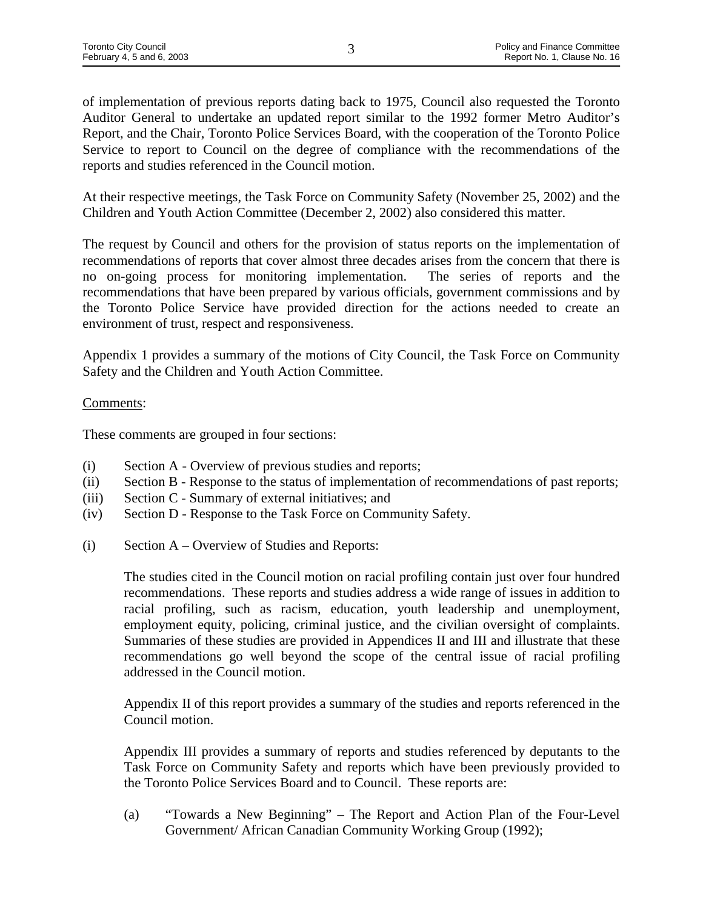of implementation of previous reports dating back to 1975, Council also requested the Toronto Auditor General to undertake an updated report similar to the 1992 former Metro Auditor's Report, and the Chair, Toronto Police Services Board, with the cooperation of the Toronto Police Service to report to Council on the degree of compliance with the recommendations of the reports and studies referenced in the Council motion.

At their respective meetings, the Task Force on Community Safety (November 25, 2002) and the Children and Youth Action Committee (December 2, 2002) also considered this matter.

The request by Council and others for the provision of status reports on the implementation of recommendations of reports that cover almost three decades arises from the concern that there is no on-going process for monitoring implementation. The series of reports and the recommendations that have been prepared by various officials, government commissions and by the Toronto Police Service have provided direction for the actions needed to create an environment of trust, respect and responsiveness.

Appendix 1 provides a summary of the motions of City Council, the Task Force on Community Safety and the Children and Youth Action Committee.

<u>Comments</u>:

These comments are grouped in four sections:

- (i) Section A - Overview of previous studies and reports;
- (ii) Section B - Response to the status of implementation of recommendations of past reports;
- (iii) Section C - Summary of external initiatives; and
- (iv) Section D - Response to the Task Force on Community Safety.

(i) Section A – Overview of Studies and Reports:

The studies cited in the Council motion on racial profiling contain just over four hundred recommendations. These reports and studies address a wide range of issues in addition to racial profiling, such as racism, education, youth leadership and unemployment, employment equity, policing, criminal justice, and the civilian oversight of complaints. Summaries of these studies are provided in Appendices II and III and illustrate that these recommendations go well beyond the scope of the central issue of racial profiling addressed in the Council motion.

Appendix II of this report provides a summary of the studies and reports referenced in the Council motion.

Appendix III provides a summary of reports and studies referenced by deputants to the Task Force on Community Safety and reports which have been previously provided to the Toronto Police Services Board and to Council. These reports are:

(a) "Towards a New Beginning" – The Report and Action Plan of the Four-Level Government/ African Canadian Community Working Group (1992);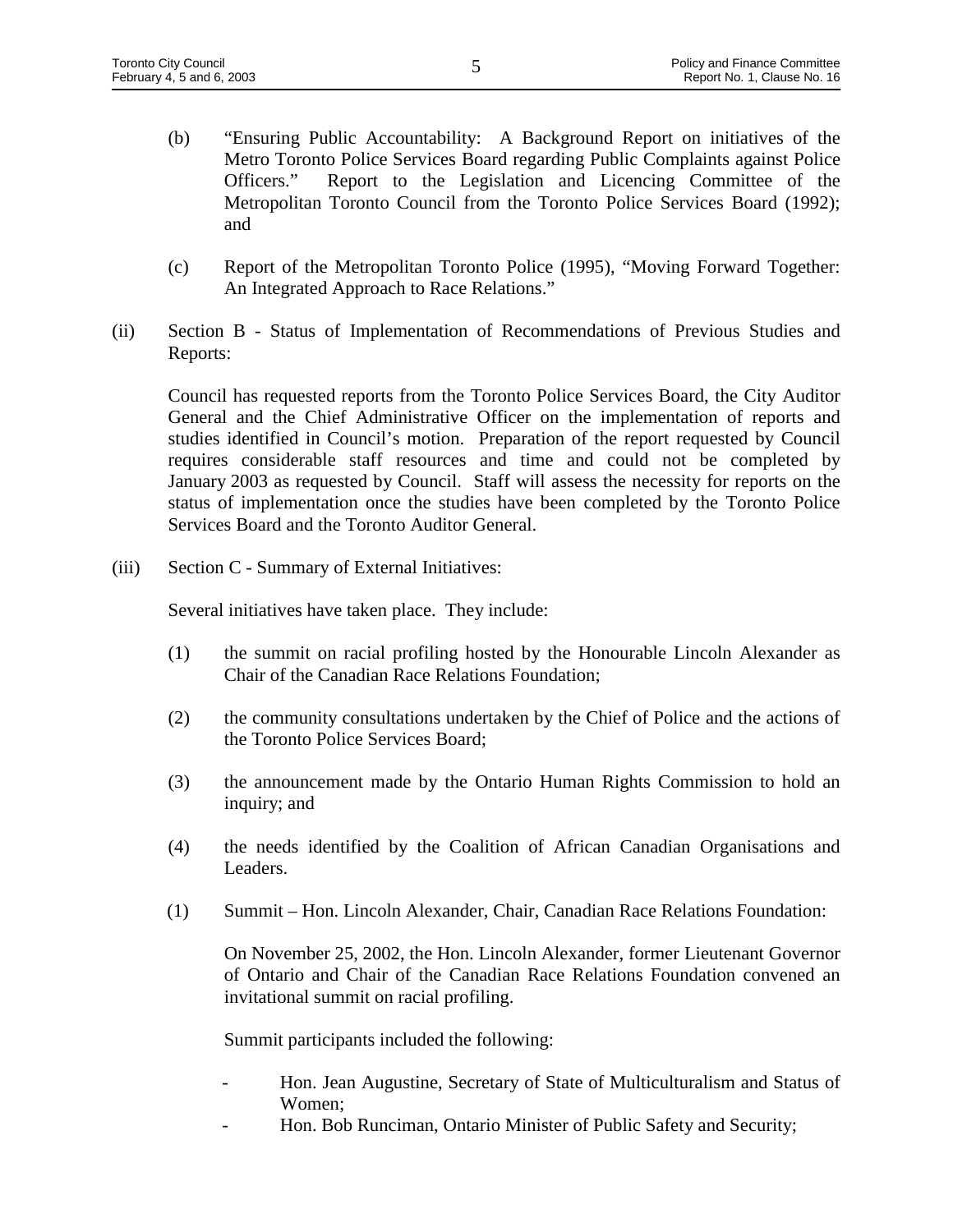(b) "Ensuring Public Accountability: A Background Report on initiatives of the Metro Toronto Police Services Board regarding Public Complaints against Police Officers." Report to the Legislation and Licencing Committee of the Metropolitan Toronto Council from the Toronto Police Services Board (1992); and

(c) Report of the Metropolitan Toronto Police (1995), "Moving Forward Together: An Integrated Approach to Race Relations."

(ii) Section B - Status of Implementation of Recommendations of Previous Studies and Reports:

Council has requested reports from the Toronto Police Services Board, the City Auditor General and the Chief Administrative Officer on the implementation of reports and studies identified in Council's motion. Preparation of the report requested by Council requires considerable staff resources and time and could not be completed by January 2003 as requested by Council. Staff will assess the necessity for reports on the status of implementation once the studies have been completed by the Toronto Police Services Board and the Toronto Auditor General.

(iii) Section C - Summary of External Initiatives:

Several initiatives have taken place. They include:

(1) the summit on racial profiling hosted by the Honourable Lincoln Alexander as Chair of the Canadian Race Relations Foundation;

(2) the community consultations undertaken by the Chief of Police and the actions of the Toronto Police Services Board;

(3) the announcement made by the Ontario Human Rights Commission to hold an inquiry; and

(4) the needs identified by the Coalition of African Canadian Organisations and Leaders.

(1) Summit – Hon. Lincoln Alexander, Chair, Canadian Race Relations Foundation:

On November 25, 2002, the Hon. Lincoln Alexander, former Lieutenant Governor of Ontario and Chair of the Canadian Race Relations Foundation convened an invitational summit on racial profiling.

Summit participants included the following:

- Hon. Jean Augustine, Secretary of State of Multiculturalism and Status of Women;
- Hon. Bob Runciman, Ontario Minister of Public Safety and Security;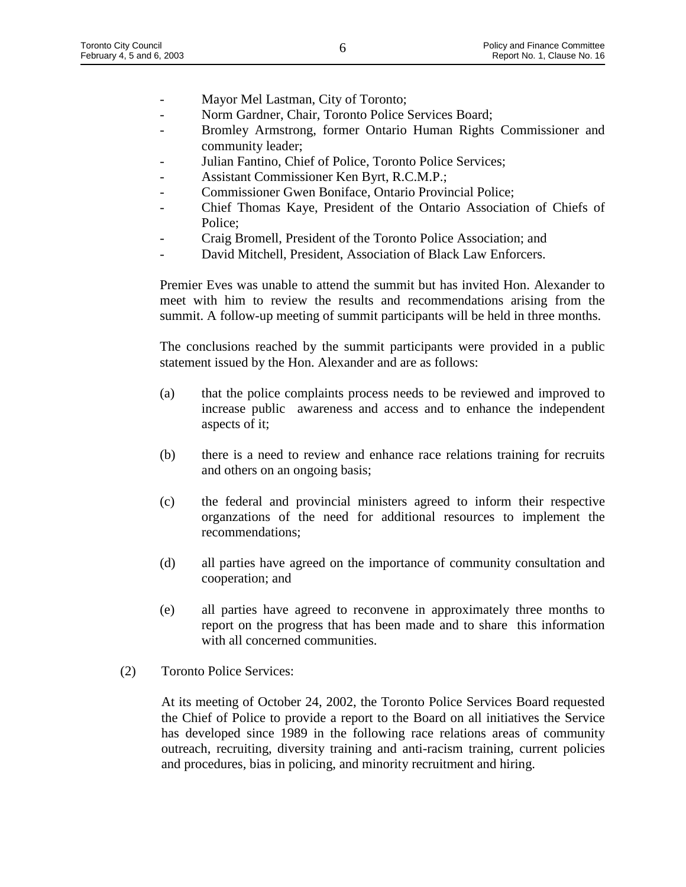- Mayor Mel Lastman, City of Toronto;
- Norm Gardner, Chair, Toronto Police Services Board;
- Bromley Armstrong, former Ontario Human Rights Commissioner and community leader;
- Julian Fantino, Chief of Police, Toronto Police Services;
- Assistant Commissioner Ken Byrt, R.C.M.P.;
- Commissioner Gwen Boniface, Ontario Provincial Police;
- Chief Thomas Kaye, President of the Ontario Association of Chiefs of Police;
- Craig Bromell, President of the Toronto Police Association; and
- David Mitchell, President, Association of Black Law Enforcers.

Premier Eves was unable to attend the summit but has invited Hon. Alexander to meet with him to review the results and recommendations arising from the summit. A follow-up meeting of summit participants will be held in three months.

The conclusions reached by the summit participants were provided in a public statement issued by the Hon. Alexander and are as follows:

(a) that the police complaints process needs to be reviewed and improved to increase public awareness and access and to enhance the independent aspects of it;

(b) there is a need to review and enhance race relations training for recruits and others on an ongoing basis;

(c) the federal and provincial ministers agreed to inform their respective organzations of the need for additional resources to implement the recommendations;

(d) all parties have agreed on the importance of community consultation and cooperation; and

(e) all parties have agreed to reconvene in approximately three months to report on the progress that has been made and to share this information with all concerned communities.

(2) Toronto Police Services:

At its meeting of October 24, 2002, the Toronto Police Services Board requested the Chief of Police to provide a report to the Board on all initiatives the Service has developed since 1989 in the following race relations areas of community outreach, recruiting, diversity training and anti-racism training, current policies and procedures, bias in policing, and minority recruitment and hiring.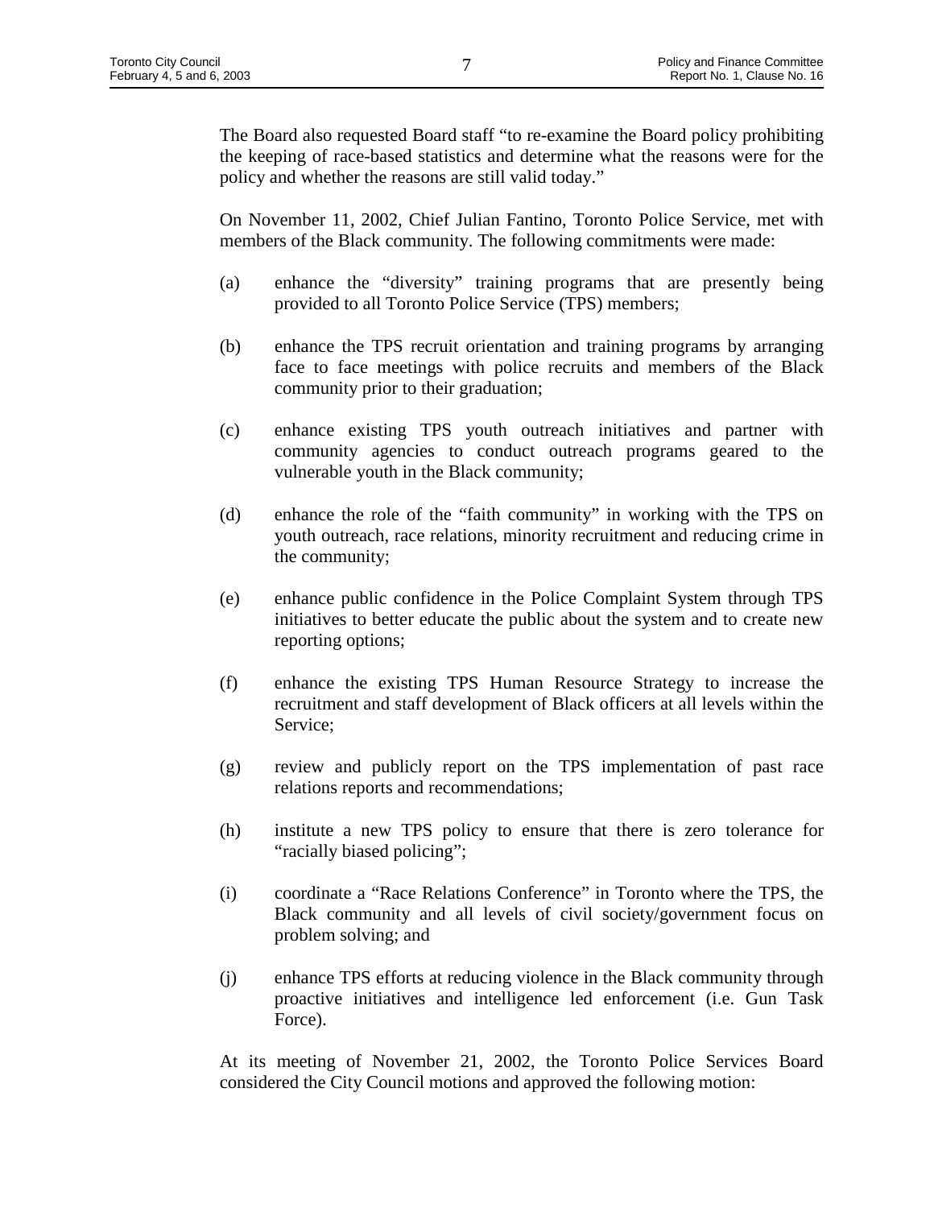The Board also requested Board staff "to re-examine the Board policy prohibiting the keeping of race-based statistics and determine what the reasons were for the policy and whether the reasons are still valid today."

On November 11, 2002, Chief Julian Fantino, Toronto Police Service, met with members of the Black community. The following commitments were made:

(a) enhance the "diversity" training programs that are presently being provided to all Toronto Police Service (TPS) members;

(b) enhance the TPS recruit orientation and training programs by arranging face to face meetings with police recruits and members of the Black community prior to their graduation;

(c) enhance existing TPS youth outreach initiatives and partner with community agencies to conduct outreach programs geared to the vulnerable youth in the Black community;

(d) enhance the role of the "faith community" in working with the TPS on youth outreach, race relations, minority recruitment and reducing crime in the community;

(e) enhance public confidence in the Police Complaint System through TPS initiatives to better educate the public about the system and to create new reporting options;

(f) enhance the existing TPS Human Resource Strategy to increase the recruitment and staff development of Black officers at all levels within the Service;

(g) review and publicly report on the TPS implementation of past race relations reports and recommendations;

(h) institute a new TPS policy to ensure that there is zero tolerance for "racially biased policing";

(i) coordinate a "Race Relations Conference" in Toronto where the TPS, the Black community and all levels of civil society/government focus on problem solving; and

(j) enhance TPS efforts at reducing violence in the Black community through proactive initiatives and intelligence led enforcement (i.e. Gun Task Force).

At its meeting of November 21, 2002, the Toronto Police Services Board considered the City Council motions and approved the following motion: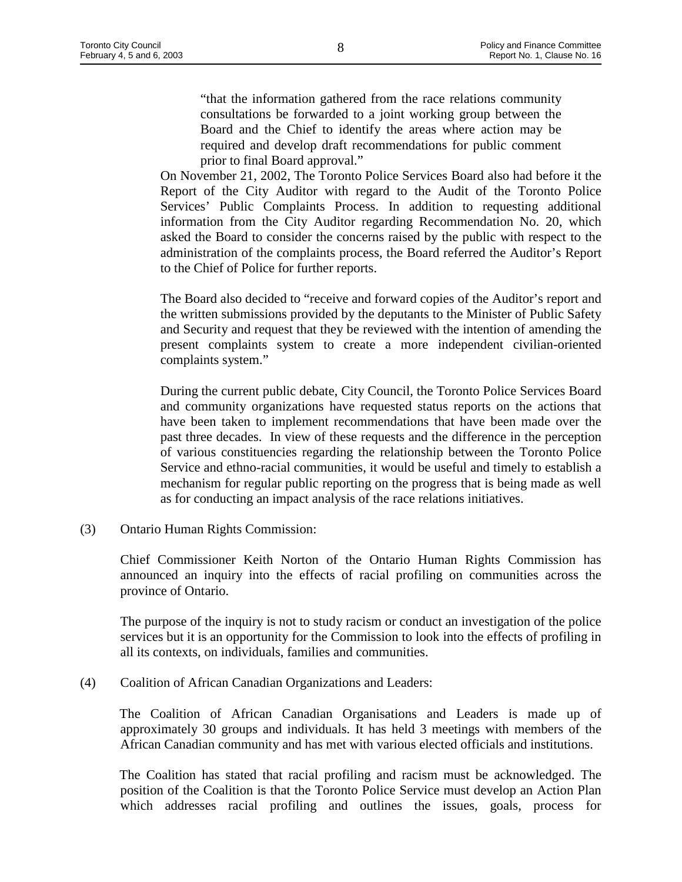> "that the information gathered from the race relations community consultations be forwarded to a joint working group between the Board and the Chief to identify the areas where action may be required and develop draft recommendations for public comment prior to final Board approval."

On November 21, 2002, The Toronto Police Services Board also had before it the Report of the City Auditor with regard to the Audit of the Toronto Police Services' Public Complaints Process. In addition to requesting additional information from the City Auditor regarding Recommendation No. 20, which asked the Board to consider the concerns raised by the public with respect to the administration of the complaints process, the Board referred the Auditor's Report to the Chief of Police for further reports.

The Board also decided to "receive and forward copies of the Auditor's report and the written submissions provided by the deputants to the Minister of Public Safety and Security and request that they be reviewed with the intention of amending the present complaints system to create a more independent civilian-oriented complaints system."

During the current public debate, City Council, the Toronto Police Services Board and community organizations have requested status reports on the actions that have been taken to implement recommendations that have been made over the past three decades. In view of these requests and the difference in the perception of various constituencies regarding the relationship between the Toronto Police Service and ethno-racial communities, it would be useful and timely to establish a mechanism for regular public reporting on the progress that is being made as well as for conducting an impact analysis of the race relations initiatives.

(3) Ontario Human Rights Commission:

Chief Commissioner Keith Norton of the Ontario Human Rights Commission has announced an inquiry into the effects of racial profiling on communities across the province of Ontario.

The purpose of the inquiry is not to study racism or conduct an investigation of the police services but it is an opportunity for the Commission to look into the effects of profiling in all its contexts, on individuals, families and communities.

(4) Coalition of African Canadian Organizations and Leaders:

The Coalition of African Canadian Organisations and Leaders is made up of approximately 30 groups and individuals. It has held 3 meetings with members of the African Canadian community and has met with various elected officials and institutions.

The Coalition has stated that racial profiling and racism must be acknowledged. The position of the Coalition is that the Toronto Police Service must develop an Action Plan which addresses racial profiling and outlines the issues, goals, process for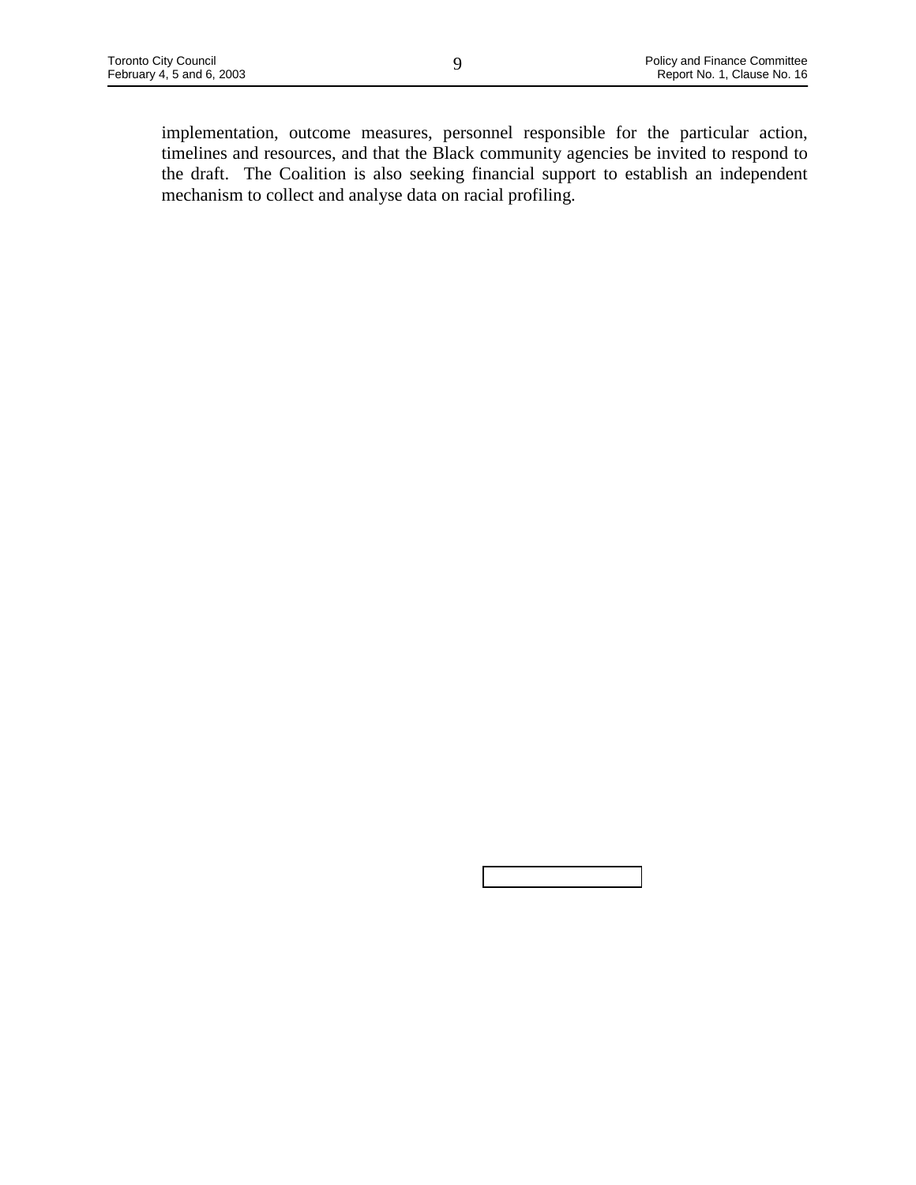implementation, outcome measures, personnel responsible for the particular action, timelines and resources, and that the Black community agencies be invited to respond to the draft. The Coalition is also seeking financial support to establish an independent mechanism to collect and analyse data on racial profiling.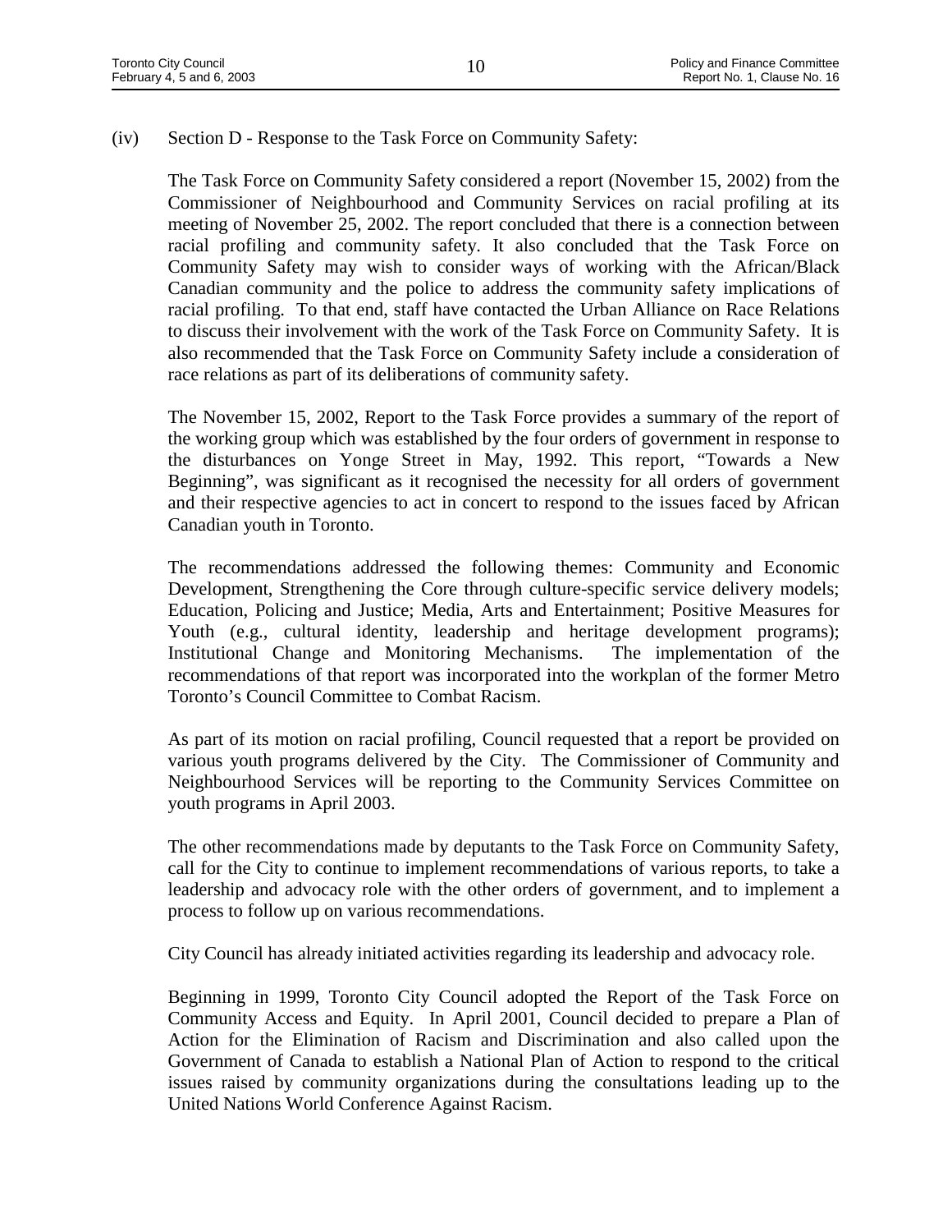(iv) Section D - Response to the Task Force on Community Safety:

The Task Force on Community Safety considered a report (November 15, 2002) from the Commissioner of Neighbourhood and Community Services on racial profiling at its meeting of November 25, 2002. The report concluded that there is a connection between racial profiling and community safety. It also concluded that the Task Force on Community Safety may wish to consider ways of working with the African/Black Canadian community and the police to address the community safety implications of racial profiling. To that end, staff have contacted the Urban Alliance on Race Relations to discuss their involvement with the work of the Task Force on Community Safety. It is also recommended that the Task Force on Community Safety include a consideration of race relations as part of its deliberations of community safety.

The November 15, 2002, Report to the Task Force provides a summary of the report of the working group which was established by the four orders of government in response to the disturbances on Yonge Street in May, 1992. This report, "Towards a New Beginning", was significant as it recognised the necessity for all orders of government and their respective agencies to act in concert to respond to the issues faced by African Canadian youth in Toronto.

The recommendations addressed the following themes: Community and Economic Development, Strengthening the Core through culture-specific service delivery models; Education, Policing and Justice; Media, Arts and Entertainment; Positive Measures for Youth (e.g., cultural identity, leadership and heritage development programs); Institutional Change and Monitoring Mechanisms. The implementation of the recommendations of that report was incorporated into the workplan of the former Metro Toronto's Council Committee to Combat Racism.

As part of its motion on racial profiling, Council requested that a report be provided on various youth programs delivered by the City. The Commissioner of Community and Neighbourhood Services will be reporting to the Community Services Committee on youth programs in April 2003.

The other recommendations made by deputants to the Task Force on Community Safety, call for the City to continue to implement recommendations of various reports, to take a leadership and advocacy role with the other orders of government, and to implement a process to follow up on various recommendations.

City Council has already initiated activities regarding its leadership and advocacy role.

Beginning in 1999, Toronto City Council adopted the Report of the Task Force on Community Access and Equity. In April 2001, Council decided to prepare a Plan of Action for the Elimination of Racism and Discrimination and also called upon the Government of Canada to establish a National Plan of Action to respond to the critical issues raised by community organizations during the consultations leading up to the United Nations World Conference Against Racism.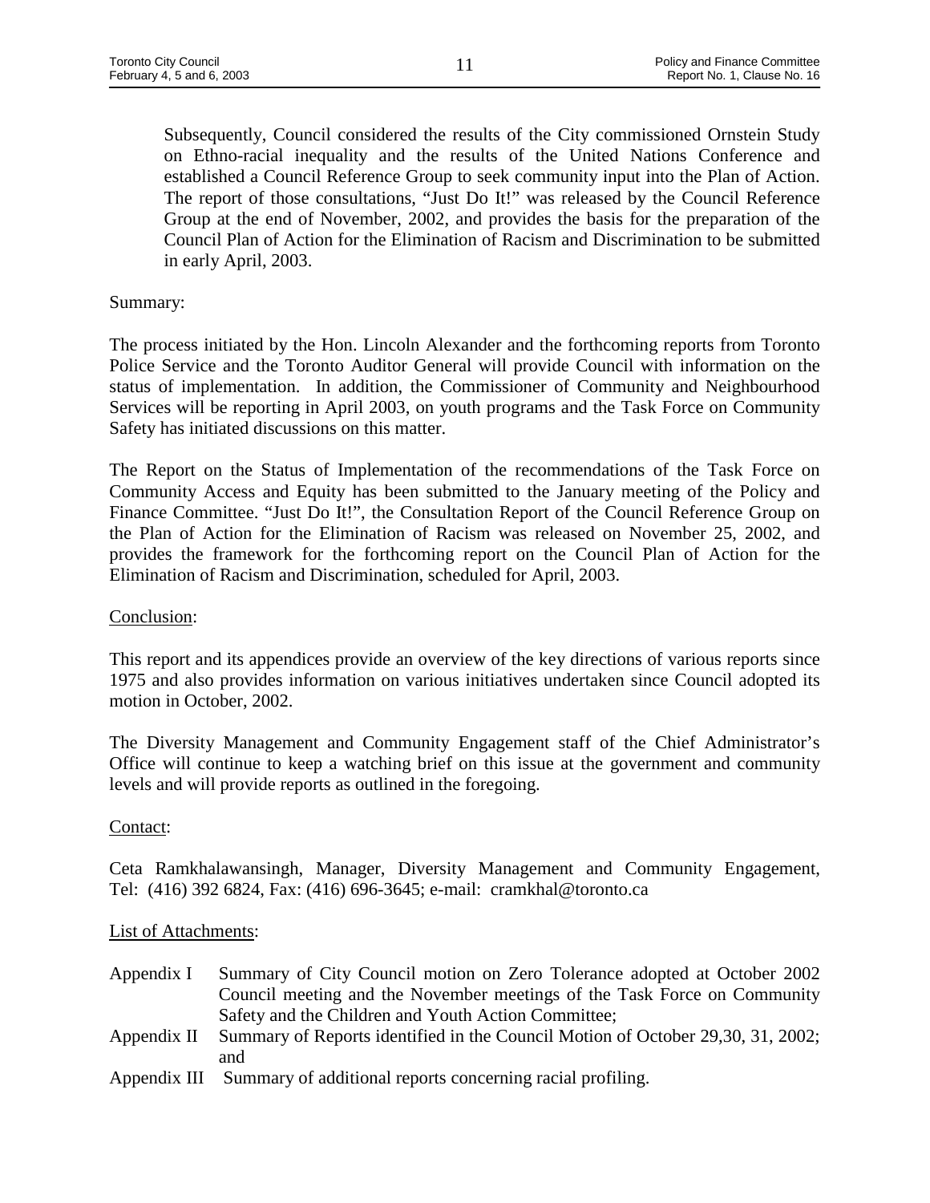Subsequently, Council considered the results of the City commissioned Ornstein Study on Ethno-racial inequality and the results of the United Nations Conference and established a Council Reference Group to seek community input into the Plan of Action. The report of those consultations, "Just Do It!" was released by the Council Reference Group at the end of November, 2002, and provides the basis for the preparation of the Council Plan of Action for the Elimination of Racism and Discrimination to be submitted in early April, 2003.

Summary:

The process initiated by the Hon. Lincoln Alexander and the forthcoming reports from Toronto Police Service and the Toronto Auditor General will provide Council with information on the status of implementation. In addition, the Commissioner of Community and Neighbourhood Services will be reporting in April 2003, on youth programs and the Task Force on Community Safety has initiated discussions on this matter.

The Report on the Status of Implementation of the recommendations of the Task Force on Community Access and Equity has been submitted to the January meeting of the Policy and Finance Committee. "Just Do It!", the Consultation Report of the Council Reference Group on the Plan of Action for the Elimination of Racism was released on November 25, 2002, and provides the framework for the forthcoming report on the Council Plan of Action for the Elimination of Racism and Discrimination, scheduled for April, 2003.

Conclusion:

This report and its appendices provide an overview of the key directions of various reports since 1975 and also provides information on various initiatives undertaken since Council adopted its motion in October, 2002.

The Diversity Management and Community Engagement staff of the Chief Administrator's Office will continue to keep a watching brief on this issue at the government and community levels and will provide reports as outlined in the foregoing.

Contact:

Ceta Ramkhalawansingh, Manager, Diversity Management and Community Engagement, Tel: (416) 392 6824, Fax: (416) 696-3645; e-mail: cramkhal@toronto.ca

List of Attachments:

- Appendix I Summary of City Council motion on Zero Tolerance adopted at October 2002 Council meeting and the November meetings of the Task Force on Community Safety and the Children and Youth Action Committee;
- Appendix II Summary of Reports identified in the Council Motion of October 29,30, 31, 2002; and
- Appendix III Summary of additional reports concerning racial profiling.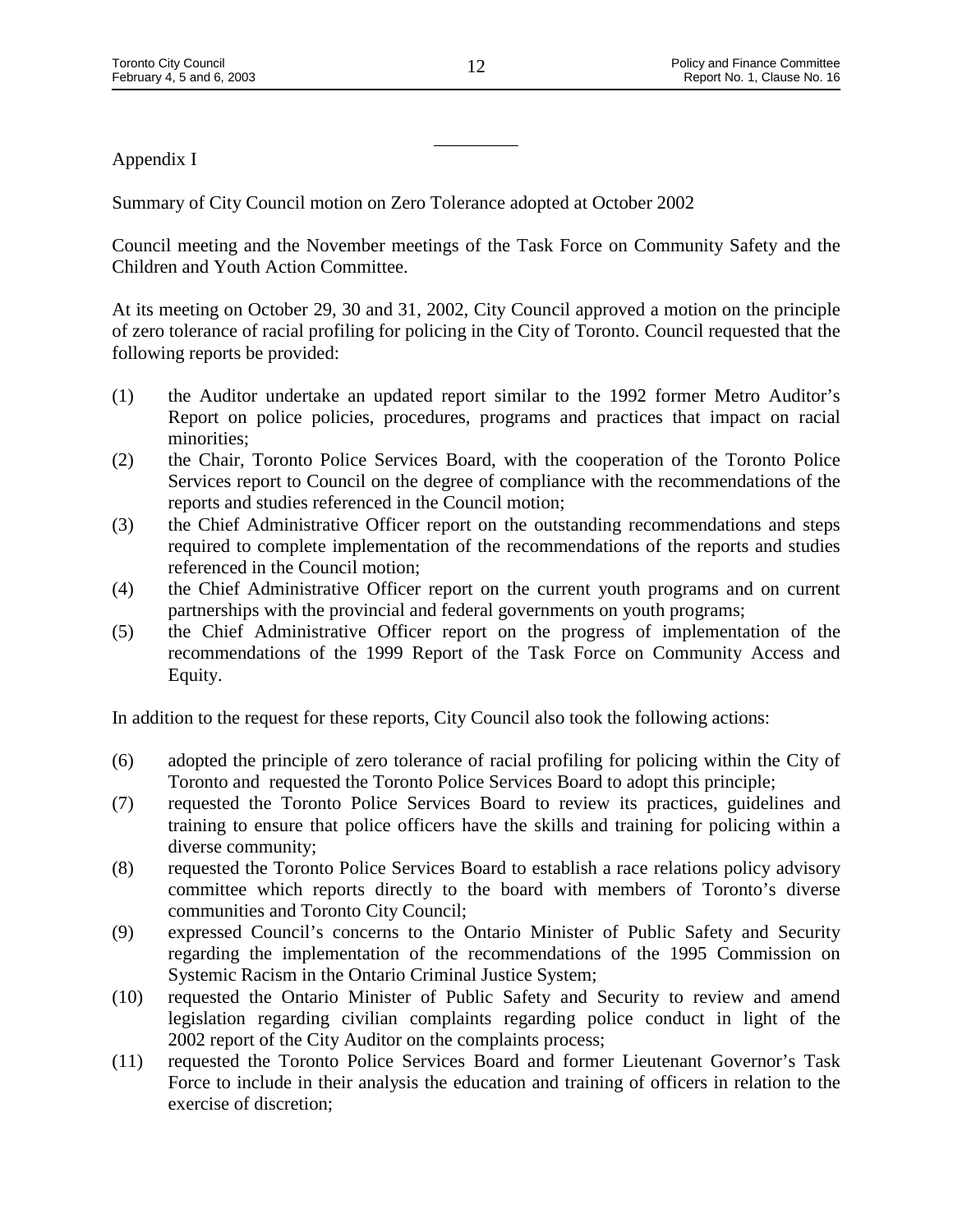Appendix I

Summary of City Council motion on Zero Tolerance adopted at October 2002

Council meeting and the November meetings of the Task Force on Community Safety and the Children and Youth Action Committee.

At its meeting on October 29, 30 and 31, 2002, City Council approved a motion on the principle of zero tolerance of racial profiling for policing in the City of Toronto. Council requested that the following reports be provided:

(1) the Auditor undertake an updated report similar to the 1992 former Metro Auditor's Report on police policies, procedures, programs and practices that impact on racial minorities;

(2) the Chair, Toronto Police Services Board, with the cooperation of the Toronto Police Services report to Council on the degree of compliance with the recommendations of the reports and studies referenced in the Council motion;

(3) the Chief Administrative Officer report on the outstanding recommendations and steps required to complete implementation of the recommendations of the reports and studies referenced in the Council motion;

(4) the Chief Administrative Officer report on the current youth programs and on current partnerships with the provincial and federal governments on youth programs;

(5) the Chief Administrative Officer report on the progress of implementation of the recommendations of the 1999 Report of the Task Force on Community Access and Equity.

In addition to the request for these reports, City Council also took the following actions:

(6) adopted the principle of zero tolerance of racial profiling for policing within the City of Toronto and requested the Toronto Police Services Board to adopt this principle;

(7) requested the Toronto Police Services Board to review its practices, guidelines and training to ensure that police officers have the skills and training for policing within a diverse community;

(8) requested the Toronto Police Services Board to establish a race relations policy advisory committee which reports directly to the board with members of Toronto's diverse communities and Toronto City Council;

(9) expressed Council's concerns to the Ontario Minister of Public Safety and Security regarding the implementation of the recommendations of the 1995 Commission on Systemic Racism in the Ontario Criminal Justice System;

(10) requested the Ontario Minister of Public Safety and Security to review and amend legislation regarding civilian complaints regarding police conduct in light of the 2002 report of the City Auditor on the complaints process;

(11) requested the Toronto Police Services Board and former Lieutenant Governor's Task Force to include in their analysis the education and training of officers in relation to the exercise of discretion;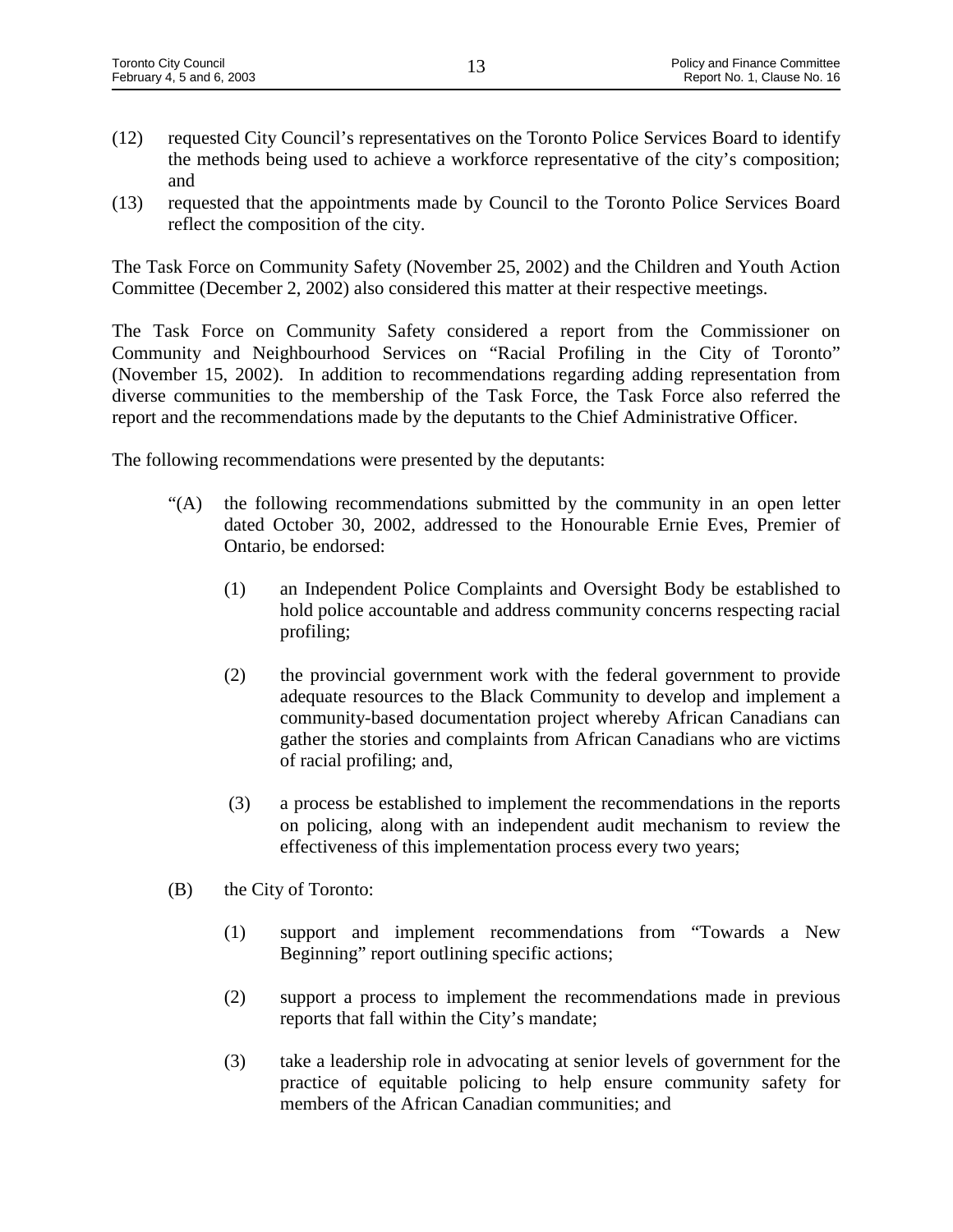(12) requested City Council's representatives on the Toronto Police Services Board to identify the methods being used to achieve a workforce representative of the city's composition; and

(13) requested that the appointments made by Council to the Toronto Police Services Board reflect the composition of the city.

The Task Force on Community Safety (November 25, 2002) and the Children and Youth Action Committee (December 2, 2002) also considered this matter at their respective meetings.

The Task Force on Community Safety considered a report from the Commissioner on Community and Neighbourhood Services on "Racial Profiling in the City of Toronto" (November 15, 2002). In addition to recommendations regarding adding representation from diverse communities to the membership of the Task Force, the Task Force also referred the report and the recommendations made by the deputants to the Chief Administrative Officer.

The following recommendations were presented by the deputants:

"(A) the following recommendations submitted by the community in an open letter dated October 30, 2002, addressed to the Honourable Ernie Eves, Premier of Ontario, be endorsed:

 (1) an Independent Police Complaints and Oversight Body be established to hold police accountable and address community concerns respecting racial profiling;

 (2) the provincial government work with the federal government to provide adequate resources to the Black Community to develop and implement a community-based documentation project whereby African Canadians can gather the stories and complaints from African Canadians who are victims of racial profiling; and,

 (3) a process be established to implement the recommendations in the reports on policing, along with an independent audit mechanism to review the effectiveness of this implementation process every two years;

(B) the City of Toronto:

 (1) support and implement recommendations from "Towards a New Beginning" report outlining specific actions;

 (2) support a process to implement the recommendations made in previous reports that fall within the City's mandate;

 (3) take a leadership role in advocating at senior levels of government for the practice of equitable policing to help ensure community safety for members of the African Canadian communities; and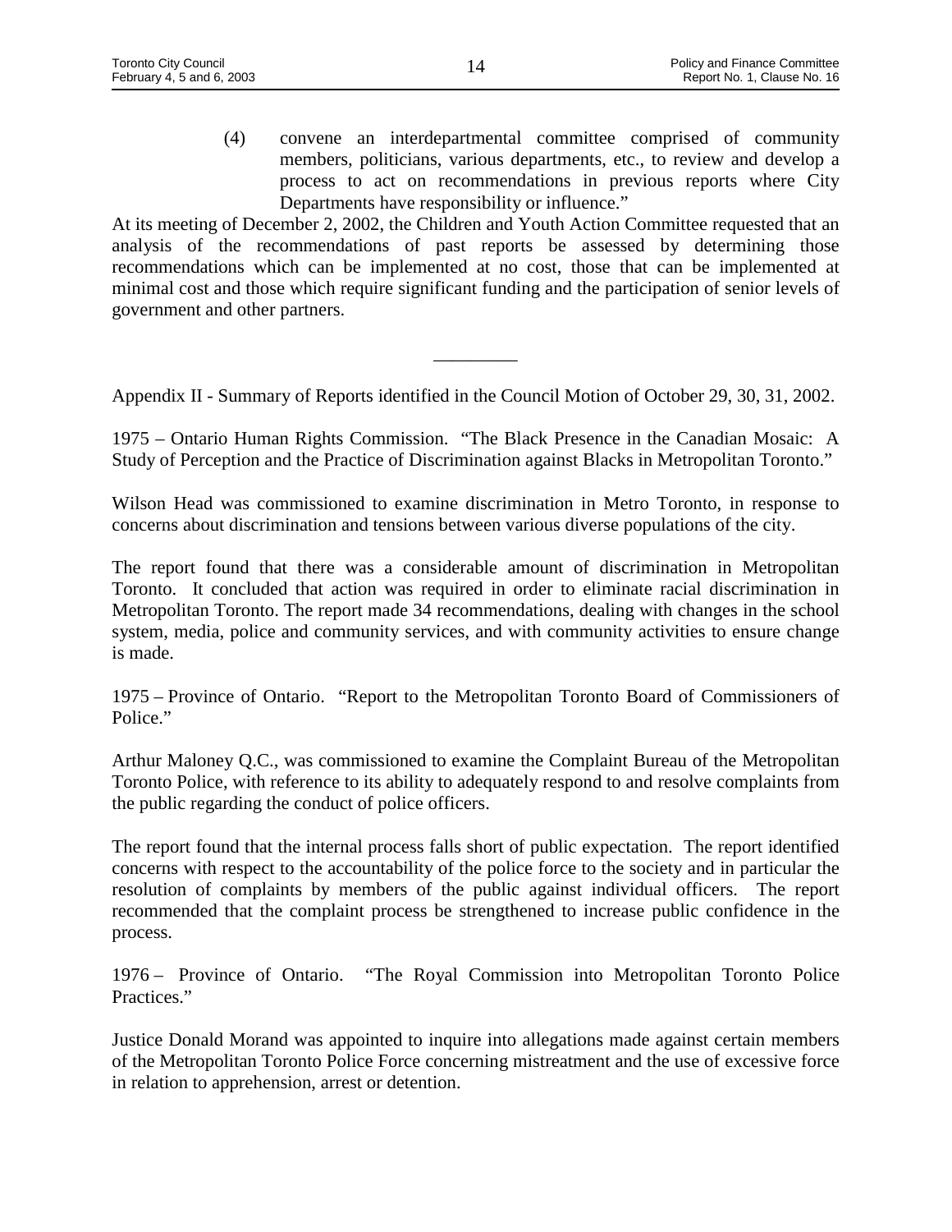(4) convene an interdepartmental committee comprised of community members, politicians, various departments, etc., to review and develop a process to act on recommendations in previous reports where City Departments have responsibility or influence."

At its meeting of December 2, 2002, the Children and Youth Action Committee requested that an analysis of the recommendations of past reports be assessed by determining those recommendations which can be implemented at no cost, those that can be implemented at minimal cost and those which require significant funding and the participation of senior levels of government and other partners.

---

Appendix II - Summary of Reports identified in the Council Motion of October 29, 30, 31, 2002.

1975 – Ontario Human Rights Commission. "The Black Presence in the Canadian Mosaic: A Study of Perception and the Practice of Discrimination against Blacks in Metropolitan Toronto."

Wilson Head was commissioned to examine discrimination in Metro Toronto, in response to concerns about discrimination and tensions between various diverse populations of the city.

The report found that there was a considerable amount of discrimination in Metropolitan Toronto. It concluded that action was required in order to eliminate racial discrimination in Metropolitan Toronto. The report made 34 recommendations, dealing with changes in the school system, media, police and community services, and with community activities to ensure change is made.

1975 – Province of Ontario. "Report to the Metropolitan Toronto Board of Commissioners of Police."

Arthur Maloney Q.C., was commissioned to examine the Complaint Bureau of the Metropolitan Toronto Police, with reference to its ability to adequately respond to and resolve complaints from the public regarding the conduct of police officers.

The report found that the internal process falls short of public expectation. The report identified concerns with respect to the accountability of the police force to the society and in particular the resolution of complaints by members of the public against individual officers. The report recommended that the complaint process be strengthened to increase public confidence in the process.

1976 – Province of Ontario. "The Royal Commission into Metropolitan Toronto Police Practices."

Justice Donald Morand was appointed to inquire into allegations made against certain members of the Metropolitan Toronto Police Force concerning mistreatment and the use of excessive force in relation to apprehension, arrest or detention.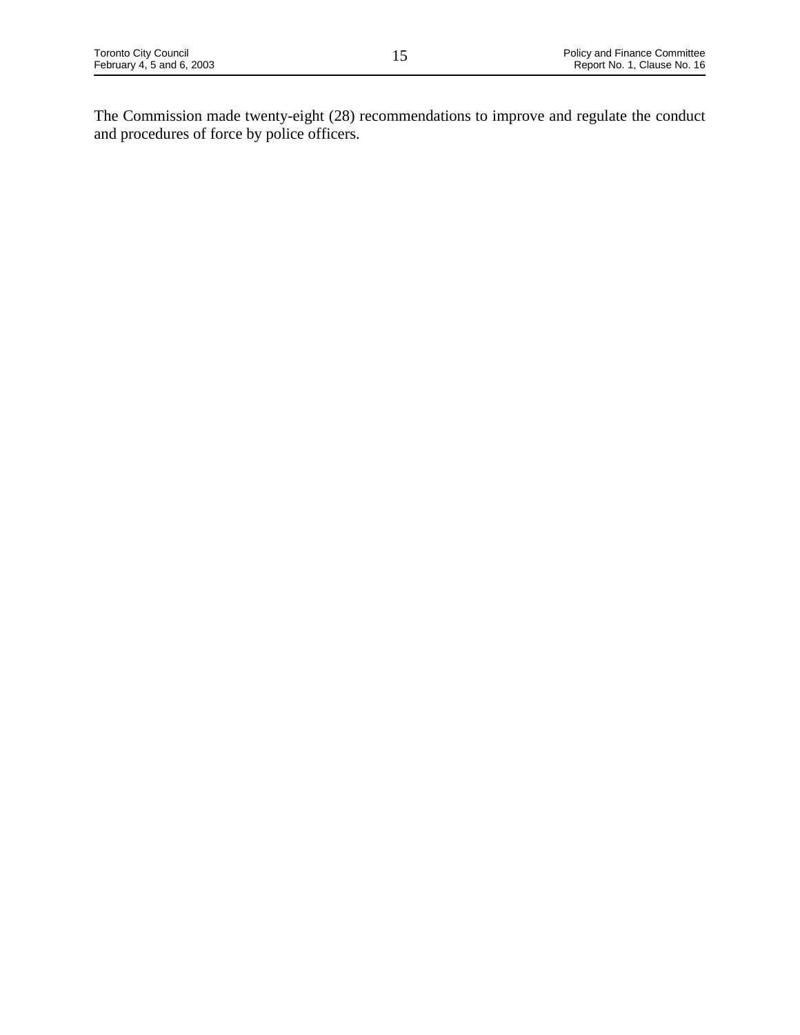The Commission made twenty-eight (28) recommendations to improve and regulate the conduct and procedures of force by police officers.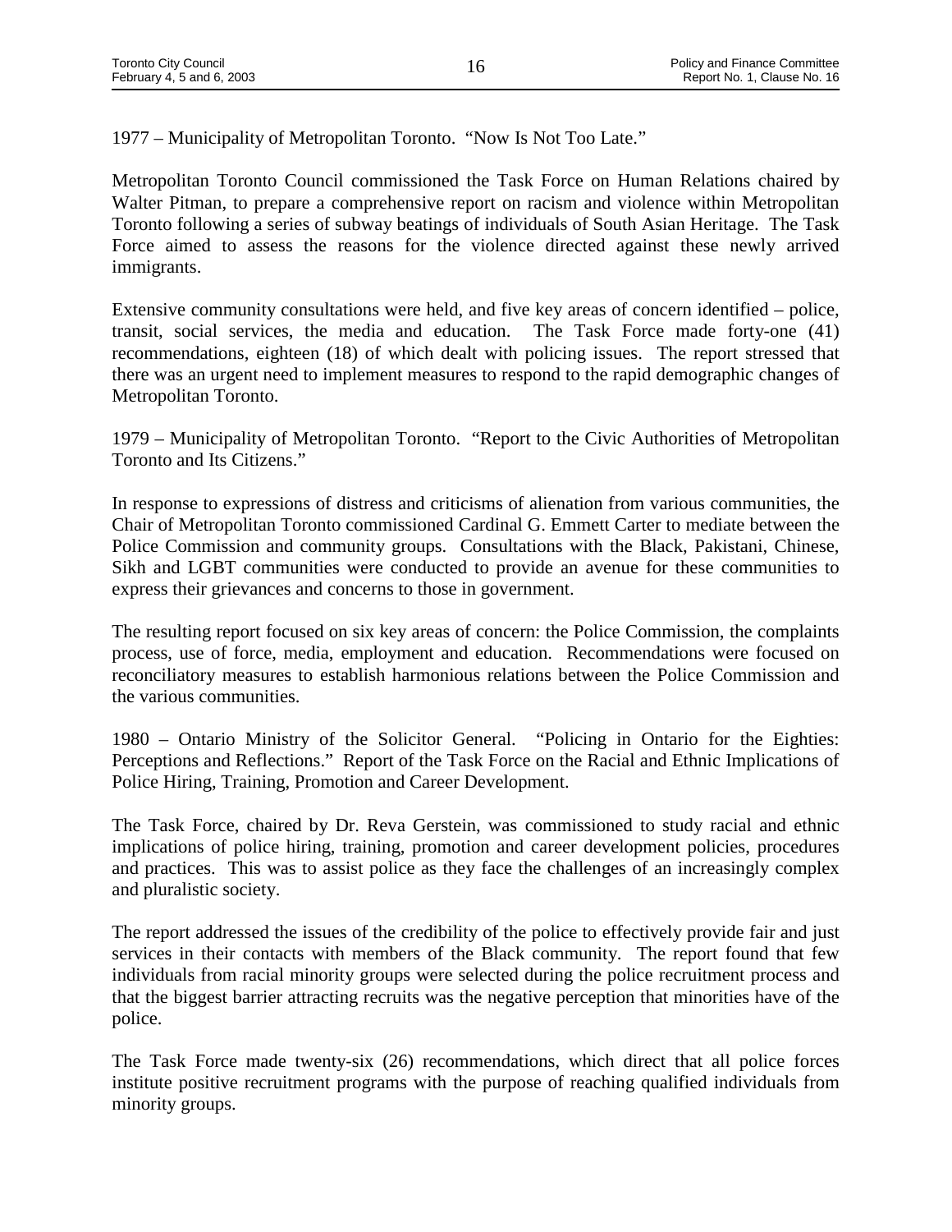1977 – Municipality of Metropolitan Toronto. "Now Is Not Too Late."

Metropolitan Toronto Council commissioned the Task Force on Human Relations chaired by Walter Pitman, to prepare a comprehensive report on racism and violence within Metropolitan Toronto following a series of subway beatings of individuals of South Asian Heritage. The Task Force aimed to assess the reasons for the violence directed against these newly arrived immigrants.

Extensive community consultations were held, and five key areas of concern identified – police, transit, social services, the media and education. The Task Force made forty-one (41) recommendations, eighteen (18) of which dealt with policing issues. The report stressed that there was an urgent need to implement measures to respond to the rapid demographic changes of Metropolitan Toronto.

1979 – Municipality of Metropolitan Toronto. "Report to the Civic Authorities of Metropolitan Toronto and Its Citizens."

In response to expressions of distress and criticisms of alienation from various communities, the Chair of Metropolitan Toronto commissioned Cardinal G. Emmett Carter to mediate between the Police Commission and community groups. Consultations with the Black, Pakistani, Chinese, Sikh and LGBT communities were conducted to provide an avenue for these communities to express their grievances and concerns to those in government.

The resulting report focused on six key areas of concern: the Police Commission, the complaints process, use of force, media, employment and education. Recommendations were focused on reconciliatory measures to establish harmonious relations between the Police Commission and the various communities.

1980 – Ontario Ministry of the Solicitor General. "Policing in Ontario for the Eighties: Perceptions and Reflections." Report of the Task Force on the Racial and Ethnic Implications of Police Hiring, Training, Promotion and Career Development.

The Task Force, chaired by Dr. Reva Gerstein, was commissioned to study racial and ethnic implications of police hiring, training, promotion and career development policies, procedures and practices. This was to assist police as they face the challenges of an increasingly complex and pluralistic society.

The report addressed the issues of the credibility of the police to effectively provide fair and just services in their contacts with members of the Black community. The report found that few individuals from racial minority groups were selected during the police recruitment process and that the biggest barrier attracting recruits was the negative perception that minorities have of the police.

The Task Force made twenty-six (26) recommendations, which direct that all police forces institute positive recruitment programs with the purpose of reaching qualified individuals from minority groups.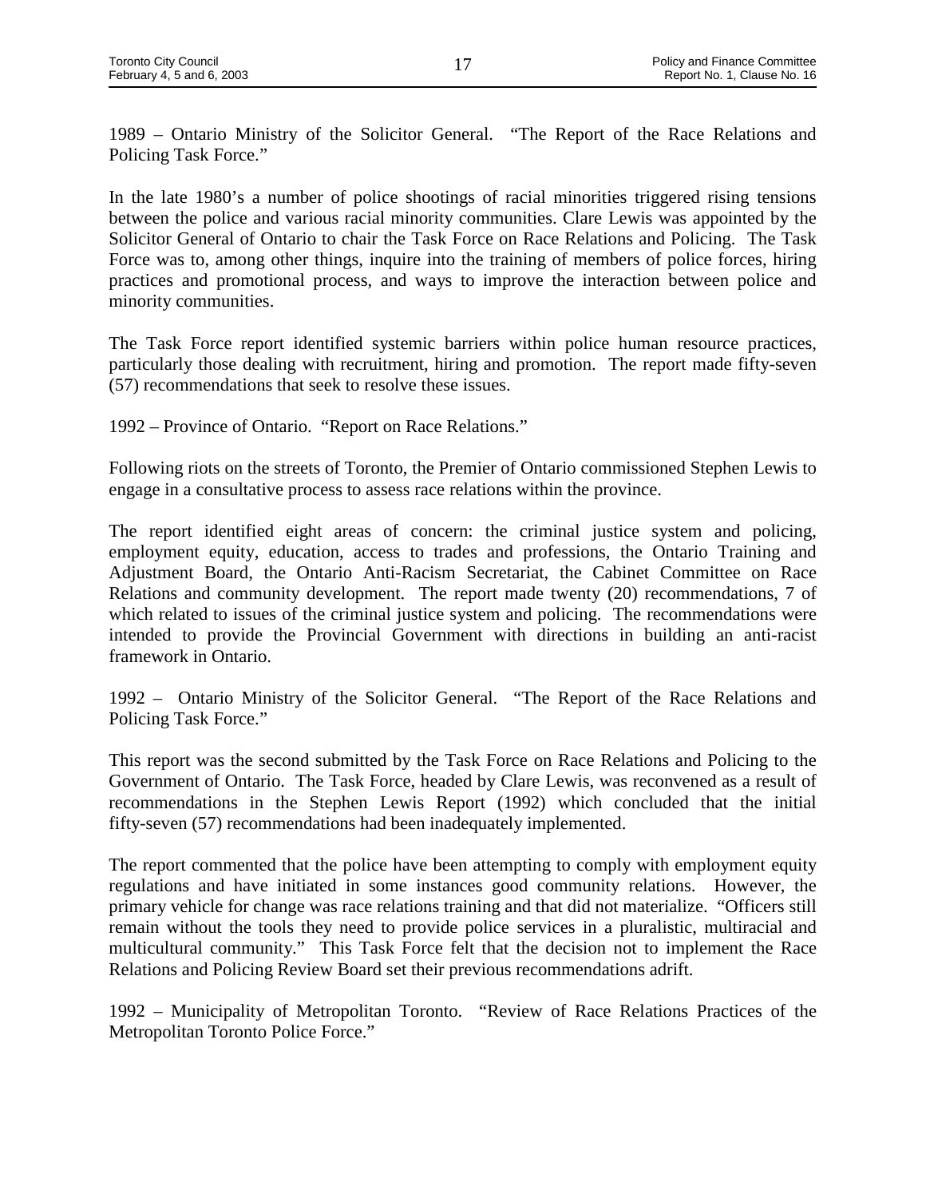1989 – Ontario Ministry of the Solicitor General. "The Report of the Race Relations and Policing Task Force."

In the late 1980's a number of police shootings of racial minorities triggered rising tensions between the police and various racial minority communities. Clare Lewis was appointed by the Solicitor General of Ontario to chair the Task Force on Race Relations and Policing. The Task Force was to, among other things, inquire into the training of members of police forces, hiring practices and promotional process, and ways to improve the interaction between police and minority communities.

The Task Force report identified systemic barriers within police human resource practices, particularly those dealing with recruitment, hiring and promotion. The report made fifty-seven (57) recommendations that seek to resolve these issues.

1992 – Province of Ontario. "Report on Race Relations."

Following riots on the streets of Toronto, the Premier of Ontario commissioned Stephen Lewis to engage in a consultative process to assess race relations within the province.

The report identified eight areas of concern: the criminal justice system and policing, employment equity, education, access to trades and professions, the Ontario Training and Adjustment Board, the Ontario Anti-Racism Secretariat, the Cabinet Committee on Race Relations and community development. The report made twenty (20) recommendations, 7 of which related to issues of the criminal justice system and policing. The recommendations were intended to provide the Provincial Government with directions in building an anti-racist framework in Ontario.

1992 – Ontario Ministry of the Solicitor General. "The Report of the Race Relations and Policing Task Force."

This report was the second submitted by the Task Force on Race Relations and Policing to the Government of Ontario. The Task Force, headed by Clare Lewis, was reconvened as a result of recommendations in the Stephen Lewis Report (1992) which concluded that the initial fifty-seven (57) recommendations had been inadequately implemented.

The report commented that the police have been attempting to comply with employment equity regulations and have initiated in some instances good community relations. However, the primary vehicle for change was race relations training and that did not materialize. "Officers still remain without the tools they need to provide police services in a pluralistic, multiracial and multicultural community." This Task Force felt that the decision not to implement the Race Relations and Policing Review Board set their previous recommendations adrift.

1992 – Municipality of Metropolitan Toronto. "Review of Race Relations Practices of the Metropolitan Toronto Police Force."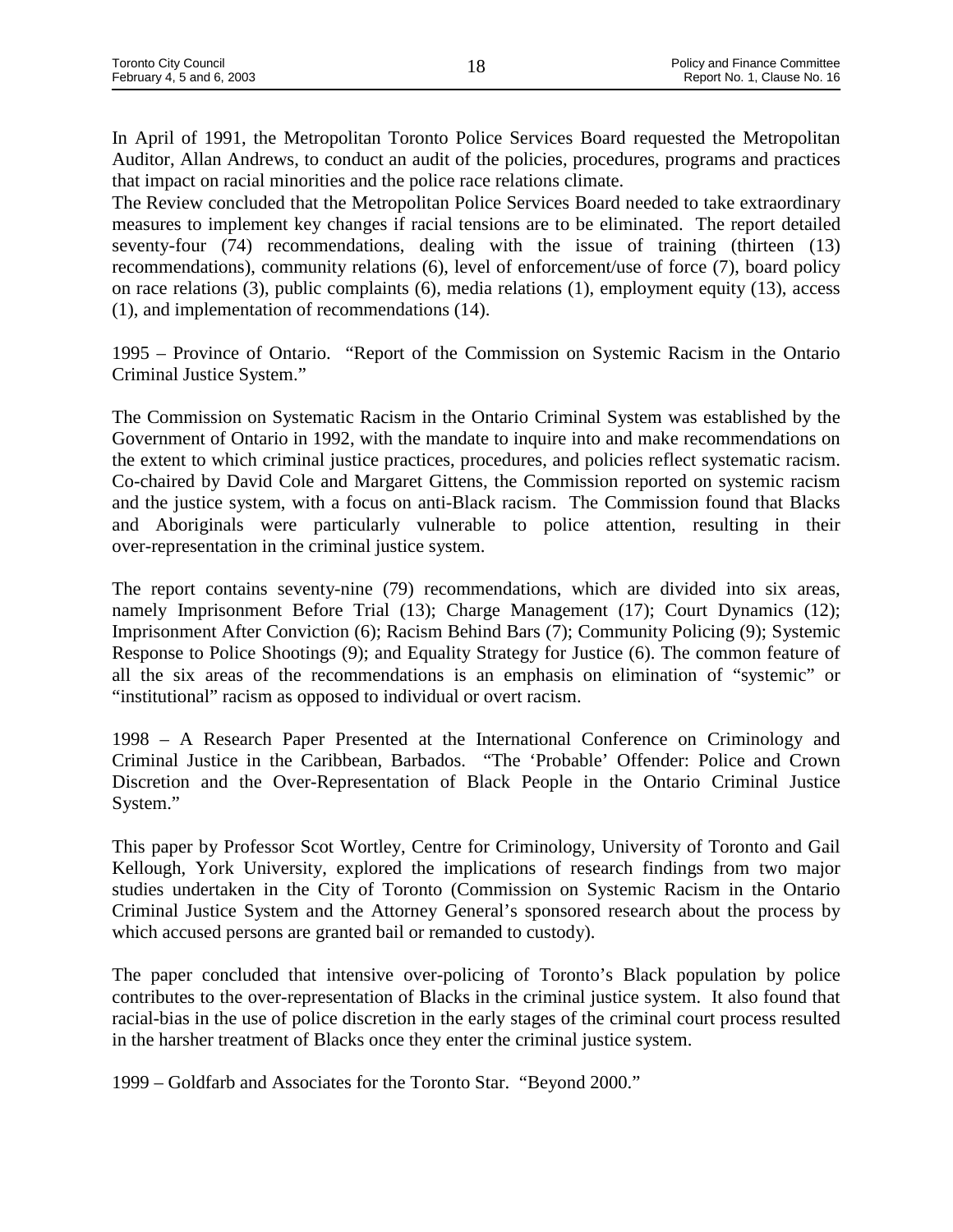In April of 1991, the Metropolitan Toronto Police Services Board requested the Metropolitan Auditor, Allan Andrews, to conduct an audit of the policies, procedures, programs and practices that impact on racial minorities and the police race relations climate.

The Review concluded that the Metropolitan Police Services Board needed to take extraordinary measures to implement key changes if racial tensions are to be eliminated. The report detailed seventy-four (74) recommendations, dealing with the issue of training (thirteen (13) recommendations), community relations (6), level of enforcement/use of force (7), board policy on race relations (3), public complaints (6), media relations (1), employment equity (13), access (1), and implementation of recommendations (14).

1995 – Province of Ontario. "Report of the Commission on Systemic Racism in the Ontario Criminal Justice System."

The Commission on Systematic Racism in the Ontario Criminal System was established by the Government of Ontario in 1992, with the mandate to inquire into and make recommendations on the extent to which criminal justice practices, procedures, and policies reflect systematic racism. Co-chaired by David Cole and Margaret Gittens, the Commission reported on systemic racism and the justice system, with a focus on anti-Black racism. The Commission found that Blacks and Aboriginals were particularly vulnerable to police attention, resulting in their over-representation in the criminal justice system.

The report contains seventy-nine (79) recommendations, which are divided into six areas, namely Imprisonment Before Trial (13); Charge Management (17); Court Dynamics (12); Imprisonment After Conviction (6); Racism Behind Bars (7); Community Policing (9); Systemic Response to Police Shootings (9); and Equality Strategy for Justice (6). The common feature of all the six areas of the recommendations is an emphasis on elimination of "systemic" or "institutional" racism as opposed to individual or overt racism.

1998 – A Research Paper Presented at the International Conference on Criminology and Criminal Justice in the Caribbean, Barbados. "The 'Probable' Offender: Police and Crown Discretion and the Over-Representation of Black People in the Ontario Criminal Justice System."

This paper by Professor Scot Wortley, Centre for Criminology, University of Toronto and Gail Kellough, York University, explored the implications of research findings from two major studies undertaken in the City of Toronto (Commission on Systemic Racism in the Ontario Criminal Justice System and the Attorney General's sponsored research about the process by which accused persons are granted bail or remanded to custody).

The paper concluded that intensive over-policing of Toronto's Black population by police contributes to the over-representation of Blacks in the criminal justice system. It also found that racial-bias in the use of police discretion in the early stages of the criminal court process resulted in the harsher treatment of Blacks once they enter the criminal justice system.

1999 – Goldfarb and Associates for the Toronto Star. "Beyond 2000."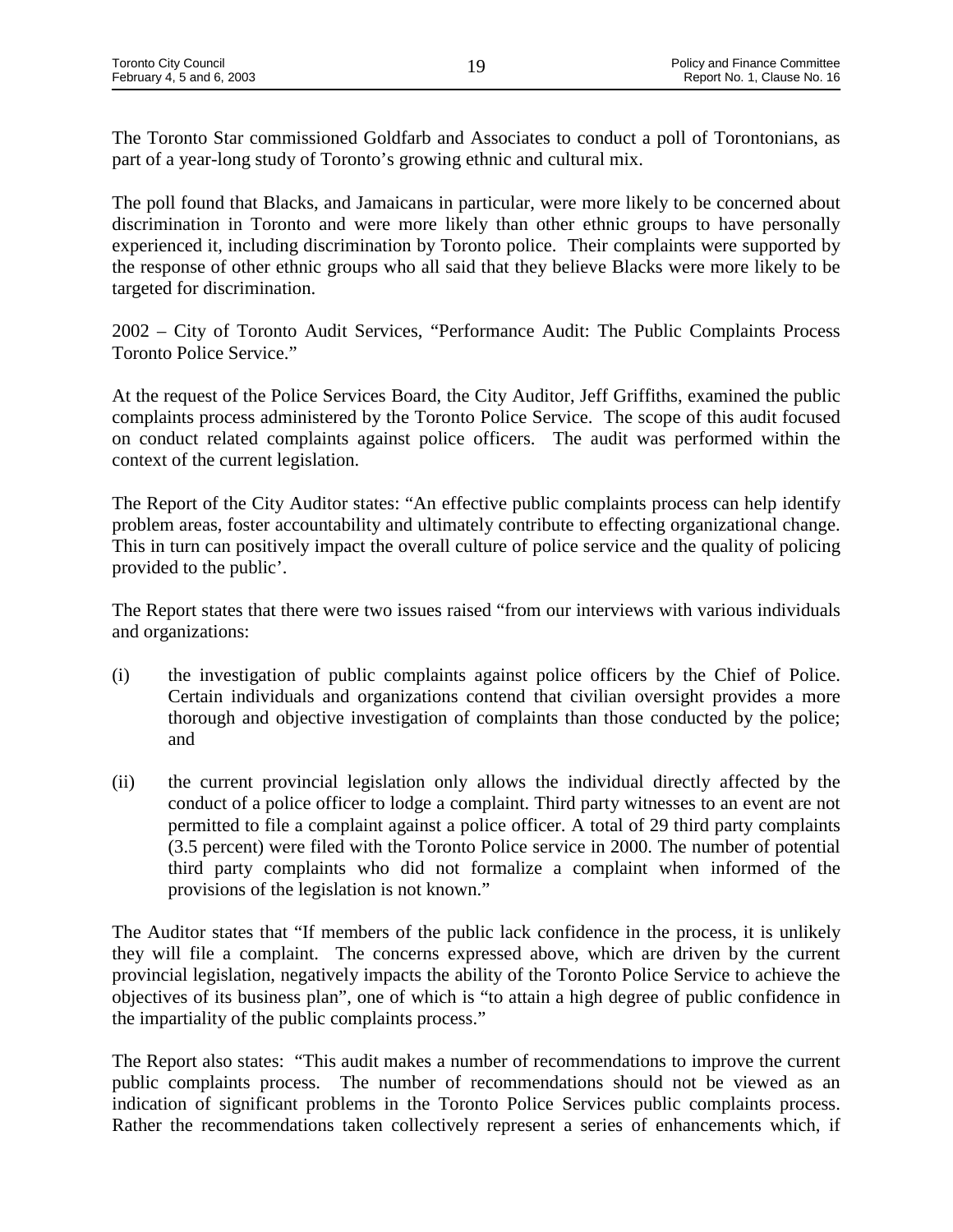The Toronto Star commissioned Goldfarb and Associates to conduct a poll of Torontonians, as part of a year-long study of Toronto's growing ethnic and cultural mix.

The poll found that Blacks, and Jamaicans in particular, were more likely to be concerned about discrimination in Toronto and were more likely than other ethnic groups to have personally experienced it, including discrimination by Toronto police. Their complaints were supported by the response of other ethnic groups who all said that they believe Blacks were more likely to be targeted for discrimination.

2002 – City of Toronto Audit Services, "Performance Audit: The Public Complaints Process Toronto Police Service."

At the request of the Police Services Board, the City Auditor, Jeff Griffiths, examined the public complaints process administered by the Toronto Police Service. The scope of this audit focused on conduct related complaints against police officers. The audit was performed within the context of the current legislation.

The Report of the City Auditor states: "An effective public complaints process can help identify problem areas, foster accountability and ultimately contribute to effecting organizational change. This in turn can positively impact the overall culture of police service and the quality of policing provided to the public'.

The Report states that there were two issues raised "from our interviews with various individuals and organizations:

(i) the investigation of public complaints against police officers by the Chief of Police. Certain individuals and organizations contend that civilian oversight provides a more thorough and objective investigation of complaints than those conducted by the police; and

(ii) the current provincial legislation only allows the individual directly affected by the conduct of a police officer to lodge a complaint. Third party witnesses to an event are not permitted to file a complaint against a police officer. A total of 29 third party complaints (3.5 percent) were filed with the Toronto Police service in 2000. The number of potential third party complaints who did not formalize a complaint when informed of the provisions of the legislation is not known."

The Auditor states that "If members of the public lack confidence in the process, it is unlikely they will file a complaint. The concerns expressed above, which are driven by the current provincial legislation, negatively impacts the ability of the Toronto Police Service to achieve the objectives of its business plan", one of which is "to attain a high degree of public confidence in the impartiality of the public complaints process."

The Report also states: "This audit makes a number of recommendations to improve the current public complaints process. The number of recommendations should not be viewed as an indication of significant problems in the Toronto Police Services public complaints process. Rather the recommendations taken collectively represent a series of enhancements which, if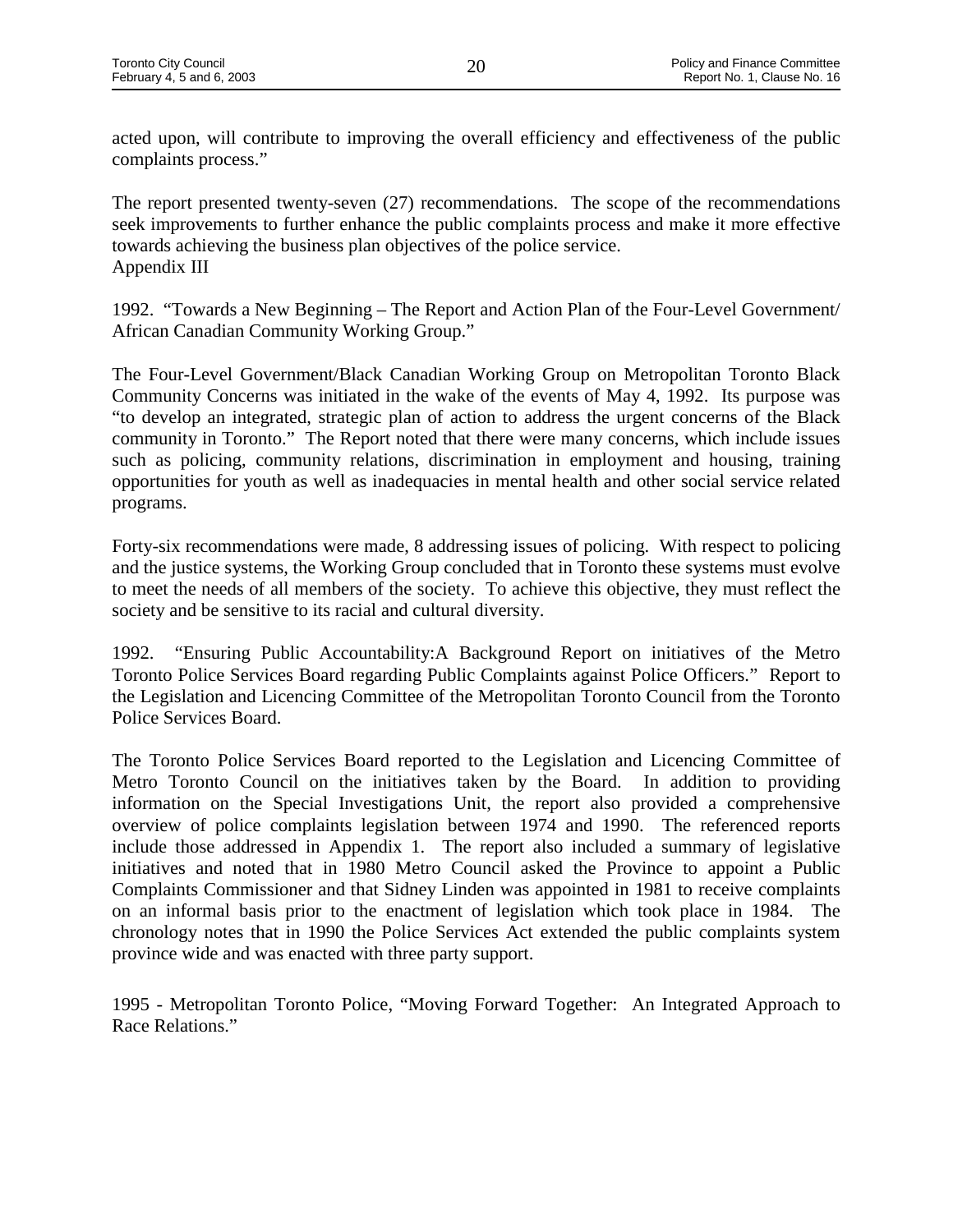acted upon, will contribute to improving the overall efficiency and effectiveness of the public complaints process."

The report presented twenty-seven (27) recommendations. The scope of the recommendations seek improvements to further enhance the public complaints process and make it more effective towards achieving the business plan objectives of the police service.

Appendix III

1992. "Towards a New Beginning – The Report and Action Plan of the Four-Level Government/ African Canadian Community Working Group."

The Four-Level Government/Black Canadian Working Group on Metropolitan Toronto Black Community Concerns was initiated in the wake of the events of May 4, 1992. Its purpose was "to develop an integrated, strategic plan of action to address the urgent concerns of the Black community in Toronto." The Report noted that there were many concerns, which include issues such as policing, community relations, discrimination in employment and housing, training opportunities for youth as well as inadequacies in mental health and other social service related programs.

Forty-six recommendations were made, 8 addressing issues of policing. With respect to policing and the justice systems, the Working Group concluded that in Toronto these systems must evolve to meet the needs of all members of the society. To achieve this objective, they must reflect the society and be sensitive to its racial and cultural diversity.

1992. "Ensuring Public Accountability:A Background Report on initiatives of the Metro Toronto Police Services Board regarding Public Complaints against Police Officers." Report to the Legislation and Licencing Committee of the Metropolitan Toronto Council from the Toronto Police Services Board.

The Toronto Police Services Board reported to the Legislation and Licencing Committee of Metro Toronto Council on the initiatives taken by the Board. In addition to providing information on the Special Investigations Unit, the report also provided a comprehensive overview of police complaints legislation between 1974 and 1990. The referenced reports include those addressed in Appendix 1. The report also included a summary of legislative initiatives and noted that in 1980 Metro Council asked the Province to appoint a Public Complaints Commissioner and that Sidney Linden was appointed in 1981 to receive complaints on an informal basis prior to the enactment of legislation which took place in 1984. The chronology notes that in 1990 the Police Services Act extended the public complaints system province wide and was enacted with three party support.

1995 - Metropolitan Toronto Police, "Moving Forward Together: An Integrated Approach to Race Relations."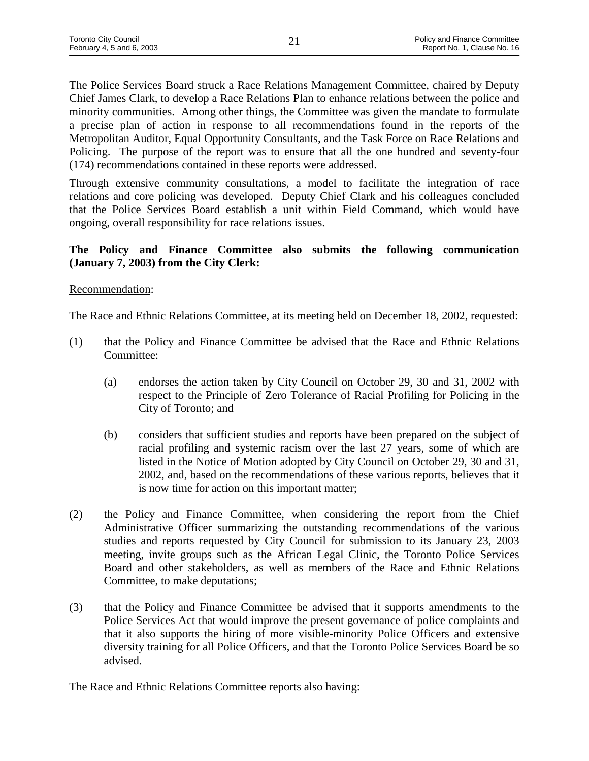The Police Services Board struck a Race Relations Management Committee, chaired by Deputy Chief James Clark, to develop a Race Relations Plan to enhance relations between the police and minority communities. Among other things, the Committee was given the mandate to formulate a precise plan of action in response to all recommendations found in the reports of the Metropolitan Auditor, Equal Opportunity Consultants, and the Task Force on Race Relations and Policing. The purpose of the report was to ensure that all the one hundred and seventy-four (174) recommendations contained in these reports were addressed.

Through extensive community consultations, a model to facilitate the integration of race relations and core policing was developed. Deputy Chief Clark and his colleagues concluded that the Police Services Board establish a unit within Field Command, which would have ongoing, overall responsibility for race relations issues.

**The Policy and Finance Committee also submits the following communication (January 7, 2003) from the City Clerk:**

Recommendation:

The Race and Ethnic Relations Committee, at its meeting held on December 18, 2002, requested:

(1) that the Policy and Finance Committee be advised that the Race and Ethnic Relations Committee:

  (a) endorses the action taken by City Council on October 29, 30 and 31, 2002 with respect to the Principle of Zero Tolerance of Racial Profiling for Policing in the City of Toronto; and

  (b) considers that sufficient studies and reports have been prepared on the subject of racial profiling and systemic racism over the last 27 years, some of which are listed in the Notice of Motion adopted by City Council on October 29, 30 and 31, 2002, and, based on the recommendations of these various reports, believes that it is now time for action on this important matter;

(2) the Policy and Finance Committee, when considering the report from the Chief Administrative Officer summarizing the outstanding recommendations of the various studies and reports requested by City Council for submission to its January 23, 2003 meeting, invite groups such as the African Legal Clinic, the Toronto Police Services Board and other stakeholders, as well as members of the Race and Ethnic Relations Committee, to make deputations;

(3) that the Policy and Finance Committee be advised that it supports amendments to the Police Services Act that would improve the present governance of police complaints and that it also supports the hiring of more visible-minority Police Officers and extensive diversity training for all Police Officers, and that the Toronto Police Services Board be so advised.

The Race and Ethnic Relations Committee reports also having: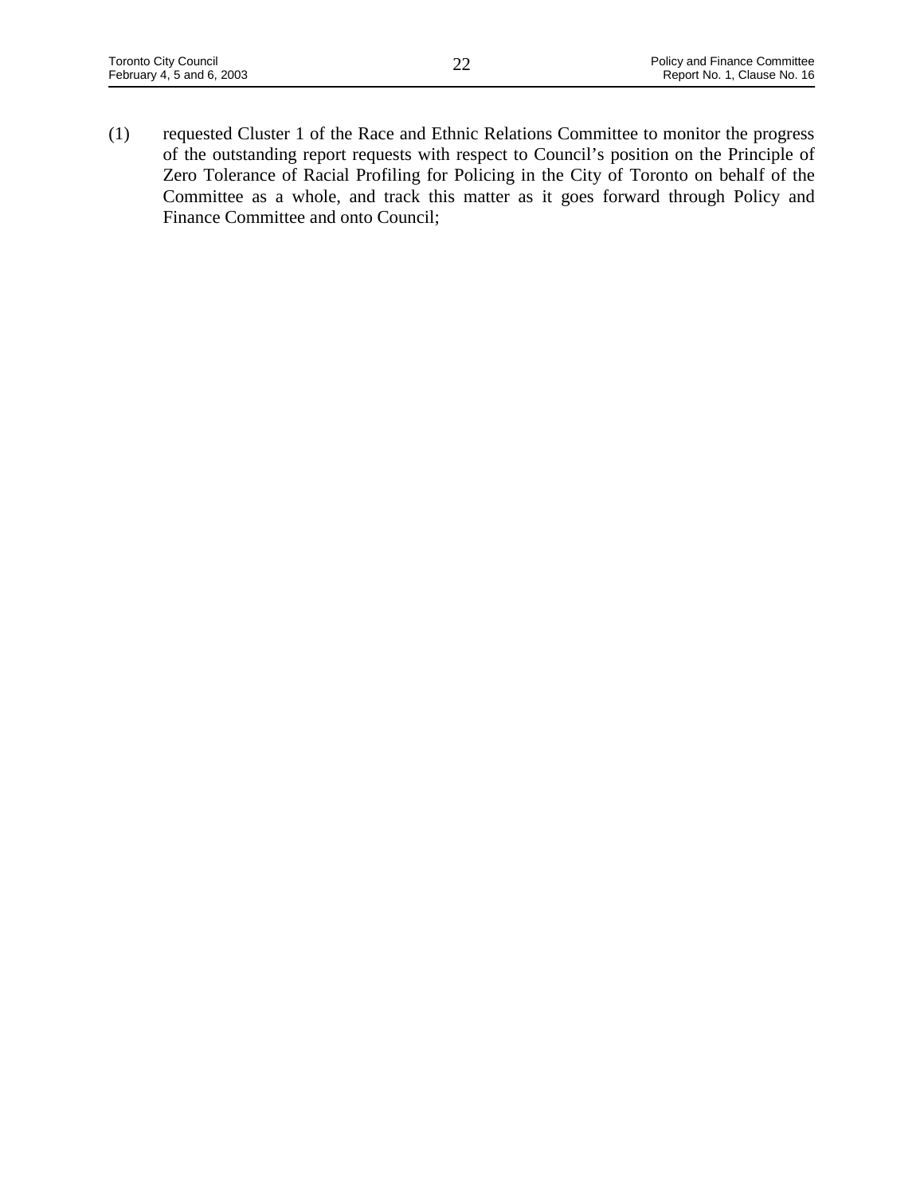(1) requested Cluster 1 of the Race and Ethnic Relations Committee to monitor the progress of the outstanding report requests with respect to Council's position on the Principle of Zero Tolerance of Racial Profiling for Policing in the City of Toronto on behalf of the Committee as a whole, and track this matter as it goes forward through Policy and Finance Committee and onto Council;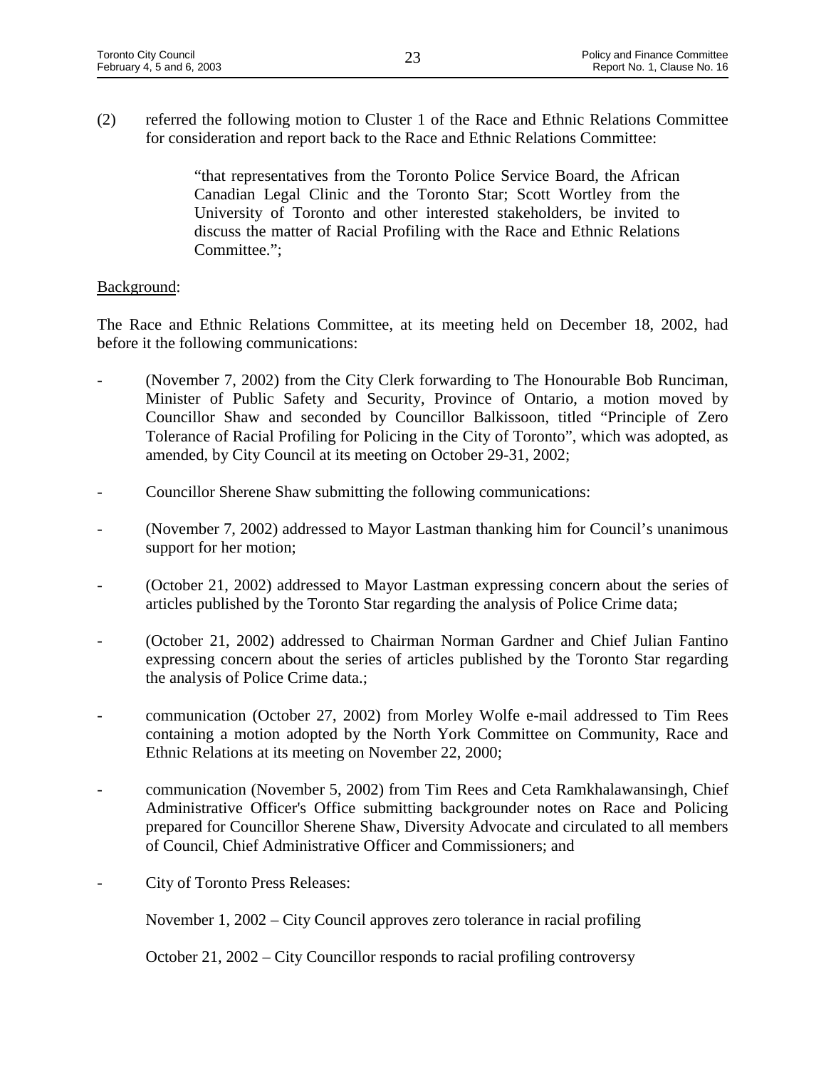(2) referred the following motion to Cluster 1 of the Race and Ethnic Relations Committee for consideration and report back to the Race and Ethnic Relations Committee:

> "that representatives from the Toronto Police Service Board, the African Canadian Legal Clinic and the Toronto Star; Scott Wortley from the University of Toronto and other interested stakeholders, be invited to discuss the matter of Racial Profiling with the Race and Ethnic Relations Committee.";

<u>Background</u>:

The Race and Ethnic Relations Committee, at its meeting held on December 18, 2002, had before it the following communications:

- (November 7, 2002) from the City Clerk forwarding to The Honourable Bob Runciman, Minister of Public Safety and Security, Province of Ontario, a motion moved by Councillor Shaw and seconded by Councillor Balkissoon, titled "Principle of Zero Tolerance of Racial Profiling for Policing in the City of Toronto", which was adopted, as amended, by City Council at its meeting on October 29-31, 2002;
- Councillor Sherene Shaw submitting the following communications:
- (November 7, 2002) addressed to Mayor Lastman thanking him for Council's unanimous support for her motion;
- (October 21, 2002) addressed to Mayor Lastman expressing concern about the series of articles published by the Toronto Star regarding the analysis of Police Crime data;
- (October 21, 2002) addressed to Chairman Norman Gardner and Chief Julian Fantino expressing concern about the series of articles published by the Toronto Star regarding the analysis of Police Crime data.;
- communication (October 27, 2002) from Morley Wolfe e-mail addressed to Tim Rees containing a motion adopted by the North York Committee on Community, Race and Ethnic Relations at its meeting on November 22, 2000;
- communication (November 5, 2002) from Tim Rees and Ceta Ramkhalawansingh, Chief Administrative Officer's Office submitting backgrounder notes on Race and Policing prepared for Councillor Sherene Shaw, Diversity Advocate and circulated to all members of Council, Chief Administrative Officer and Commissioners; and
- City of Toronto Press Releases:

  November 1, 2002 – City Council approves zero tolerance in racial profiling

  October 21, 2002 – City Councillor responds to racial profiling controversy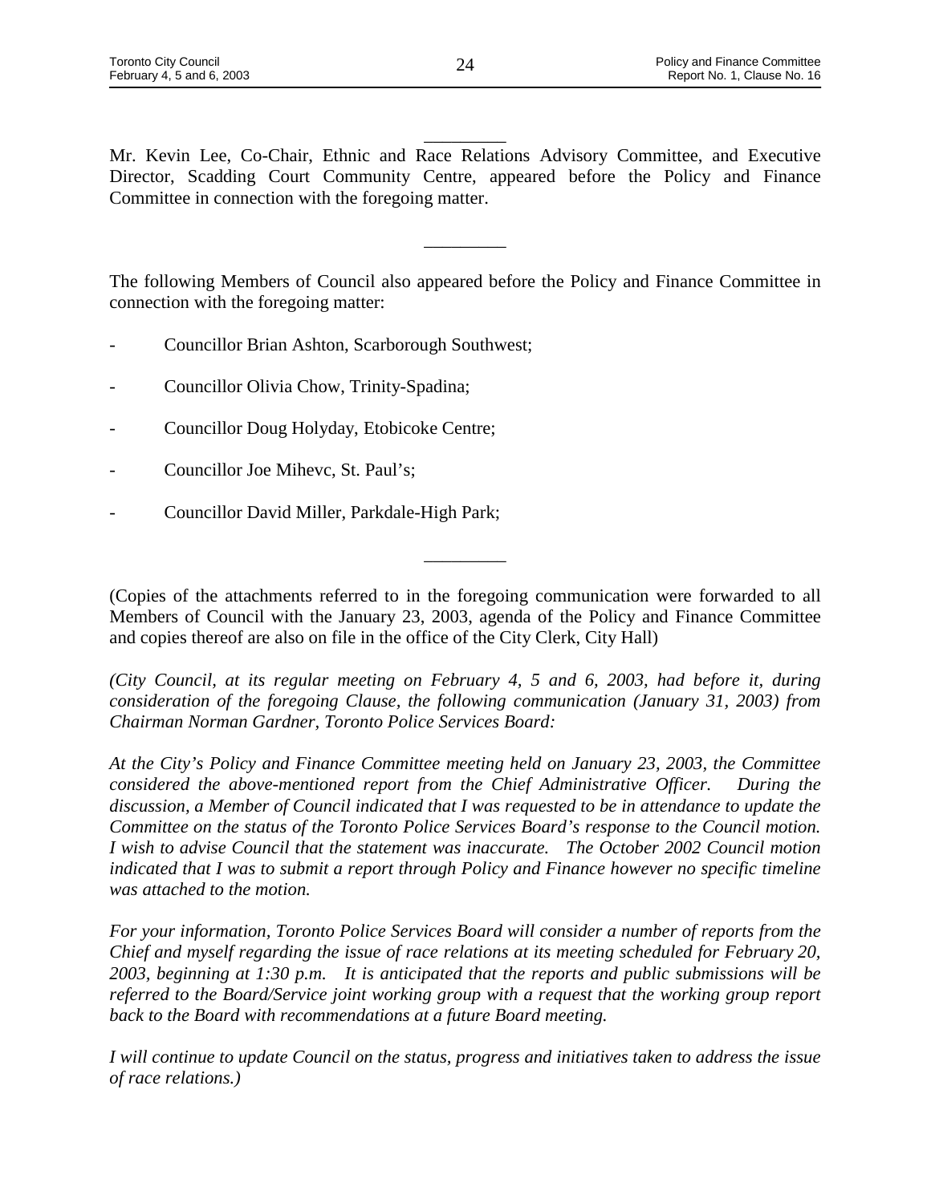_________

Mr. Kevin Lee, Co-Chair, Ethnic and Race Relations Advisory Committee, and Executive Director, Scadding Court Community Centre, appeared before the Policy and Finance Committee in connection with the foregoing matter.

_________

The following Members of Council also appeared before the Policy and Finance Committee in connection with the foregoing matter:

- Councillor Brian Ashton, Scarborough Southwest;
- Councillor Olivia Chow, Trinity-Spadina;
- Councillor Doug Holyday, Etobicoke Centre;
- Councillor Joe Mihevc, St. Paul's;
- Councillor David Miller, Parkdale-High Park;

_________

(Copies of the attachments referred to in the foregoing communication were forwarded to all Members of Council with the January 23, 2003, agenda of the Policy and Finance Committee and copies thereof are also on file in the office of the City Clerk, City Hall)

*(City Council, at its regular meeting on February 4, 5 and 6, 2003, had before it, during consideration of the foregoing Clause, the following communication (January 31, 2003) from Chairman Norman Gardner, Toronto Police Services Board:*

*At the City's Policy and Finance Committee meeting held on January 23, 2003, the Committee considered the above-mentioned report from the Chief Administrative Officer. During the discussion, a Member of Council indicated that I was requested to be in attendance to update the Committee on the status of the Toronto Police Services Board's response to the Council motion. I wish to advise Council that the statement was inaccurate. The October 2002 Council motion indicated that I was to submit a report through Policy and Finance however no specific timeline was attached to the motion.*

*For your information, Toronto Police Services Board will consider a number of reports from the Chief and myself regarding the issue of race relations at its meeting scheduled for February 20, 2003, beginning at 1:30 p.m. It is anticipated that the reports and public submissions will be referred to the Board/Service joint working group with a request that the working group report back to the Board with recommendations at a future Board meeting.*

*I will continue to update Council on the status, progress and initiatives taken to address the issue of race relations.)*